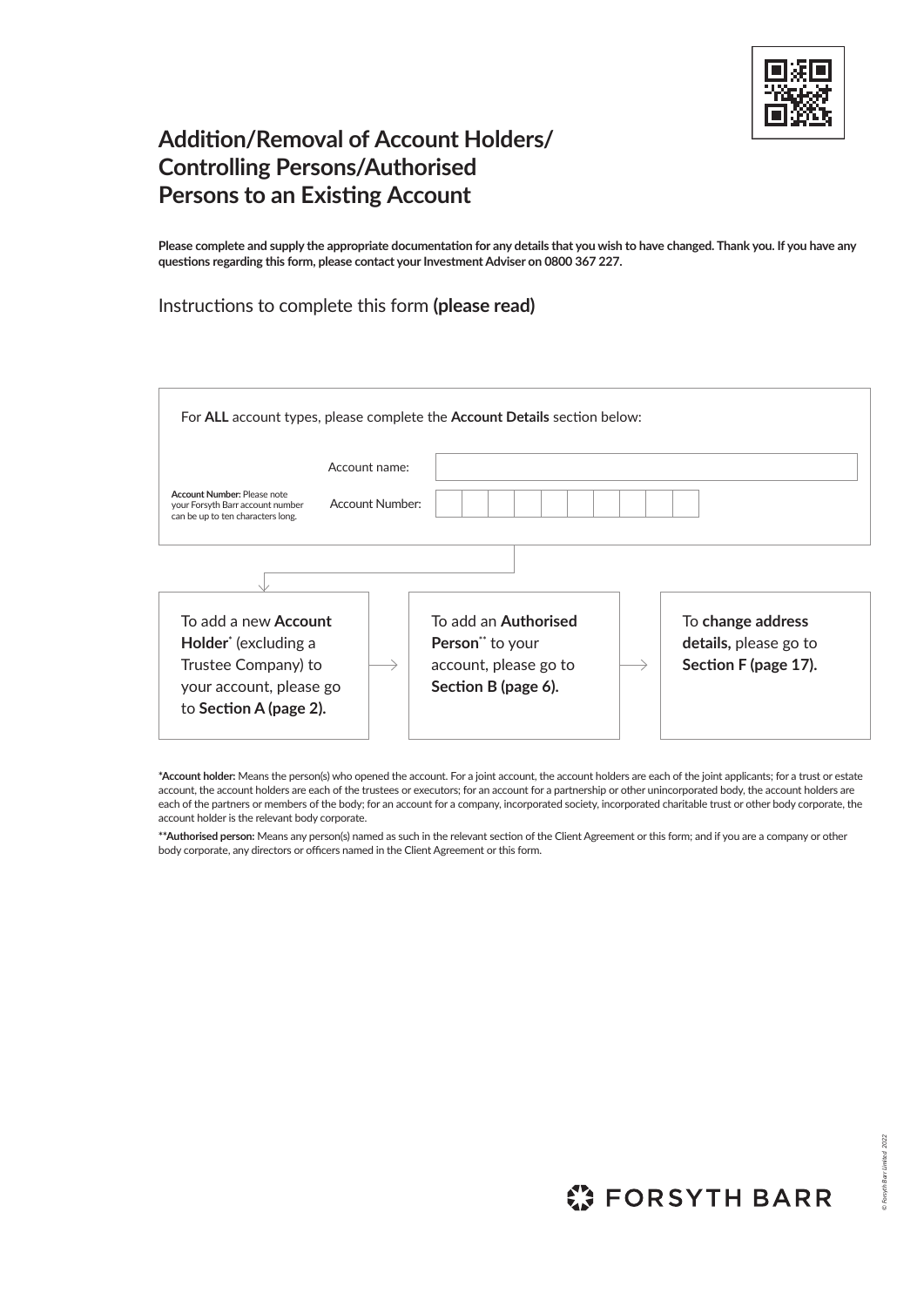# Addition/Removal of Account Holders/ Controlling Persons/Authorised Persons to an Existing Account

**Please complete and supply the appropriate documentation for any details that you wish to have changed. Thank you. If you have any questions regarding this form, please contact your Investment Adviser on 0800 367 227.**

## Instructions to complete this form **(please read)**

For **ALL** account types, please complete the **Account Details** section below:

Account name:

Account Number:

**Account Number:** Please note your Forsyth Barr account number can be up to ten characters long.

To add a new **Account Holder*** (excluding a Trustee Company) to your account, please go to **Section A (page 2).**

To add an **Authorised Person**** to your account, please go to **Section B (page 6).**

To **change address details,** please go to **Section F (page 17).**

***Account holder:** Means the person(s) who opened the account. For a joint account, the account holders are each of the joint applicants; for a trust or estate account, the account holders are each of the trustees or executors; for an account for a partnership or other unincorporated body, the account holders are each of the partners or members of the body; for an account for a company, incorporated society, incorporated charitable trust or other body corporate, the account holder is the relevant body corporate.

****Authorised person:** Means any person(s) named as such in the relevant section of the Client Agreement or this form; and if you are a company or other body corporate, any directors or officers named in the Client Agreement or this form.

FORSYTH BARR

© Forsyth Barr Limited 2022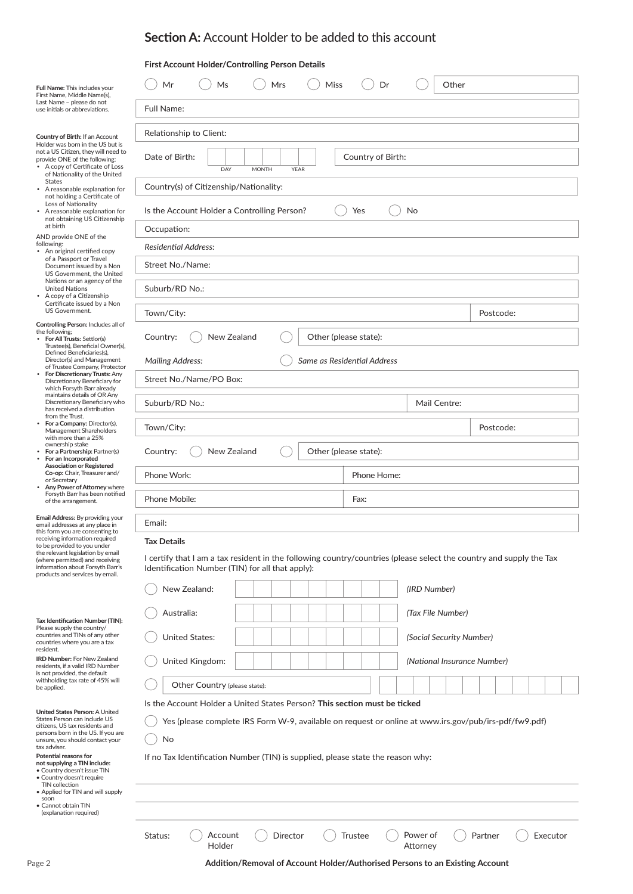## **Section A:** Account Holder to be added to this account

**First Account Holder/Controlling Person Details**

( ) Mr ( ) Ms ( ) Mrs ( ) Miss ( ) Dr ( ) Other

Full Name:

Relationship to Client:

Date of Birth: DAY MONTH YEAR

Country of Birth:

Country(s) of Citizenship/Nationality:

Is the Account Holder a Controlling Person? ( ) Yes ( ) No

Occupation:

*Residential Address:*

Street No./Name:

Suburb/RD No.:

Town/City: Postcode:

Country: ( ) New Zealand ( ) Other (please state):

*Mailing Address:* ( ) *Same as Residential Address*

Street No./Name/PO Box:

Suburb/RD No.: Mail Centre:

Town/City: Postcode:

Country: ( ) New Zealand ( ) Other (please state):

Phone Work: Phone Home:

Phone Mobile: Fax:

Email:

**Tax Details**

I certify that I am a tax resident in the following country/countries (please select the country and supply the Tax Identification Number (TIN) for all that apply):

( ) New Zealand: *(IRD Number)*

( ) Australia: *(Tax File Number)*

( ) United States: *(Social Security Number)*

( ) United Kingdom: *(National Insurance Number)*

( ) Other Country (please state):

Is the Account Holder a United States Person? **This section must be ticked**

( ) Yes (please complete IRS Form W-9, available on request or online at www.irs.gov/pub/irs-pdf/fw9.pdf)

( ) No

If no Tax Identification Number (TIN) is supplied, please state the reason why:

Status: ( ) Account Holder ( ) Director ( ) Trustee ( ) Power of Attorney ( ) Partner ( ) Executor

---

**Full Name:** This includes your First Name, Middle Name(s), Last Name – please do not use initials or abbreviations.

**Country of Birth:** If an Account Holder was born in the US but is not a US Citizen, they will need to provide ONE of the following:
- A copy of Certificate of Loss of Nationality of the United States
- A reasonable explanation for not holding a Certificate of Loss of Nationality
- A reasonable explanation for not obtaining US Citizenship at birth

AND provide ONE of the following:
- An original certified copy of a Passport or Travel Document issued by a Non US Government, the United Nations or an agency of the United Nations
- A copy of a Citizenship Certificate issued by a Non US Government.

**Controlling Person:** Includes all of the following;
- **For All Trusts:** Settlor(s) Trustee(s), Beneficial Owner(s), Defined Beneficiaries(s), Director(s) and Management of Trustee Company, Protector
- **For Discretionary Trusts:** Any Discretionary Beneficiary for which Forsyth Barr already maintains details of OR Any Discretionary Beneficiary who has received a distribution from the Trust.
- **For a Company:** Director(s), Management Shareholders with more than a 25% ownership stake
- **For a Partnership:** Partner(s)
- **For an Incorporated Association or Registered Co-op:** Chair, Treasurer and/or Secretary
- **Any Power of Attorney** where Forsyth Barr has been notified of the arrangement.

**Email Address:** By providing your email addresses at any place in this form you are consenting to receiving information required to be provided to you under the relevant legislation by email (where permitted) and receiving information about Forsyth Barr's products and services by email.

**Tax Identification Number (TIN):** Please supply the country/countries and TINs of any other countries where you are a tax resident.

**IRD Number:** For New Zealand residents, if a valid IRD Number is not provided, the default withholding tax rate of 45% will be applied.

**United States Person:** A United States Person can include US citizens, US tax residents and persons born in the US. If you are unsure, you should contact your tax adviser.

**Potential reasons for not supplying a TIN include:**
- Country doesn't issue TIN
- Country doesn't require TIN collection
- Applied for TIN and will supply soon
- Cannot obtain TIN (explanation required)

**Addition/Removal of Account Holder/Authorised Persons to an Existing Account**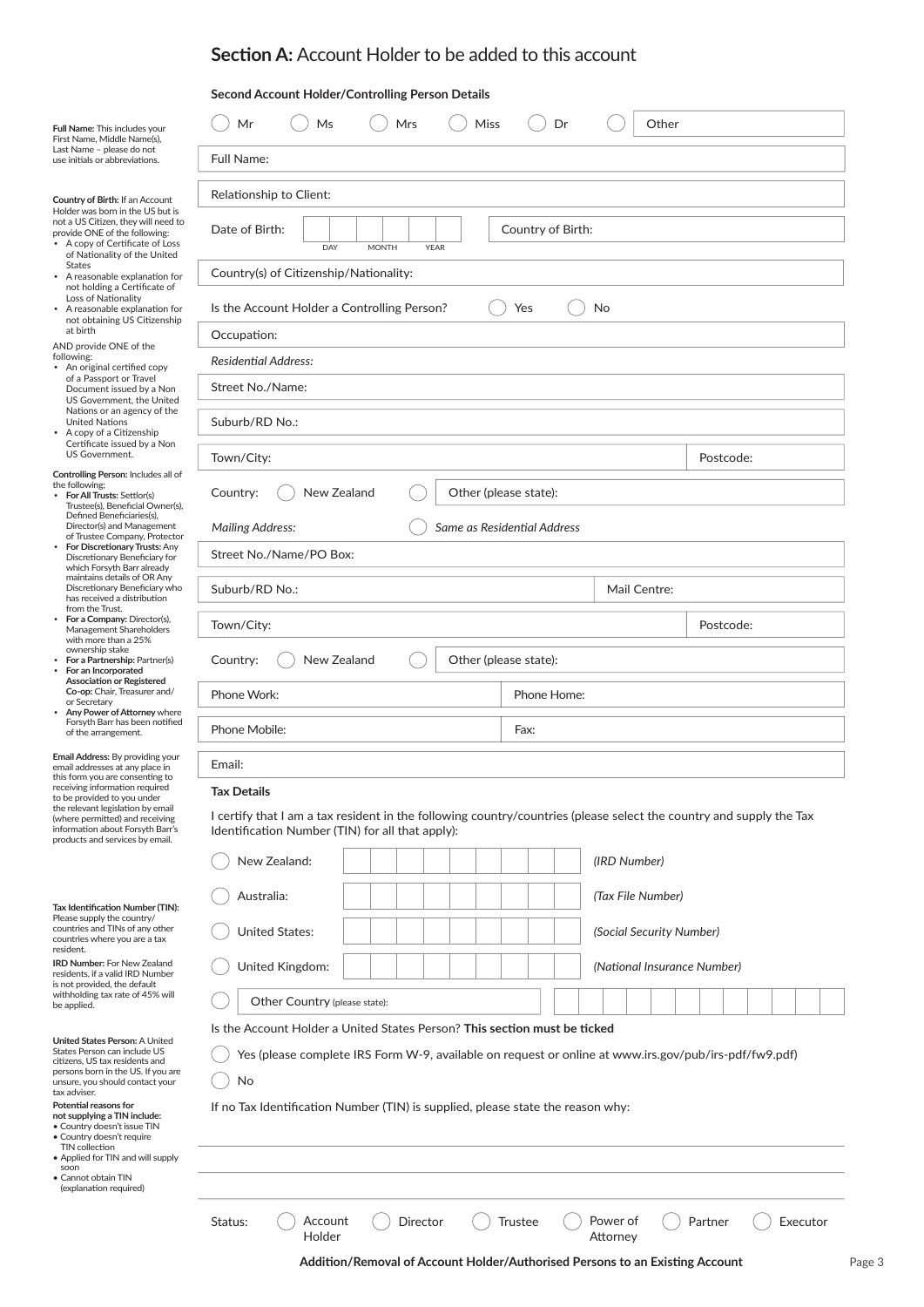## **Section A:** Account Holder to be added to this account

**Second Account Holder/Controlling Person Details**

◯ Mr ◯ Ms ◯ Mrs ◯ Miss ◯ Dr ◯ Other

Full Name:

Relationship to Client:

Date of Birth: DAY MONTH YEAR | Country of Birth:

Country(s) of Citizenship/Nationality:

Is the Account Holder a Controlling Person? ◯ Yes ◯ No

Occupation:

*Residential Address:*

Street No./Name:

Suburb/RD No.:

Town/City: | Postcode:

Country: ◯ New Zealand ◯ Other (please state):

*Mailing Address:* ◯ *Same as Residential Address*

Street No./Name/PO Box:

Suburb/RD No.: | Mail Centre:

Town/City: | Postcode:

Country: ◯ New Zealand ◯ Other (please state):

Phone Work: | Phone Home:

Phone Mobile: | Fax:

Email:

**Tax Details**

I certify that I am a tax resident in the following country/countries (please select the country and supply the Tax Identification Number (TIN) for all that apply):

◯ New Zealand: *(IRD Number)*

◯ Australia: *(Tax File Number)*

◯ United States: *(Social Security Number)*

◯ United Kingdom: *(National Insurance Number)*

◯ Other Country (please state):

Is the Account Holder a United States Person? **This section must be ticked**

◯ Yes (please complete IRS Form W-9, available on request or online at www.irs.gov/pub/irs-pdf/fw9.pdf)

◯ No

If no Tax Identification Number (TIN) is supplied, please state the reason why:

Status: ◯ Account Holder ◯ Director ◯ Trustee ◯ Power of Attorney ◯ Partner ◯ Executor

---

**Full Name:** This includes your First Name, Middle Name(s), Last Name – please do not use initials or abbreviations.

**Country of Birth:** If an Account Holder was born in the US but is not a US Citizen, they will need to provide ONE of the following:

- A copy of Certificate of Loss of Nationality of the United States
- A reasonable explanation for not holding a Certificate of Loss of Nationality
- A reasonable explanation for not obtaining US Citizenship at birth

AND provide ONE of the following:

- An original certified copy of a Passport or Travel Document issued by a Non US Government, the United Nations or an agency of the United Nations
- A copy of a Citizenship Certificate issued by a Non US Government.

**Controlling Person:** Includes all of the following;

- **For All Trusts:** Settlor(s) Trustee(s), Beneficial Owner(s), Defined Beneficiaries(s), Director(s) and Management of Trustee Company, Protector
- **For Discretionary Trusts:** Any Discretionary Beneficiary for which Forsyth Barr already maintains details of OR Any Discretionary Beneficiary who has received a distribution from the Trust.
- **For a Company:** Director(s), Management Shareholders with more than a 25% ownership stake
- **For a Partnership:** Partner(s)
- **For an Incorporated Association or Registered Co-op:** Chair, Treasurer and/or Secretary
- **Any Power of Attorney** where Forsyth Barr has been notified of the arrangement.

**Email Address:** By providing your email addresses at any place in this form you are consenting to receiving information required to be provided to you under the relevant legislation by email (where permitted) and receiving information about Forsyth Barr's products and services by email.

**Tax Identification Number (TIN):** Please supply the country/countries and TINs of any other countries where you are a tax resident.

**IRD Number:** For New Zealand residents, if a valid IRD Number is not provided, the default withholding tax rate of 45% will be applied.

**United States Person:** A United States Person can include US citizens, US tax residents and persons born in the US. If you are unsure, you should contact your tax adviser.

**Potential reasons for not supplying a TIN include:**

- Country doesn't issue TIN
- Country doesn't require TIN collection
- Applied for TIN and will supply soon
- Cannot obtain TIN (explanation required)

**Addition/Removal of Account Holder/Authorised Persons to an Existing Account**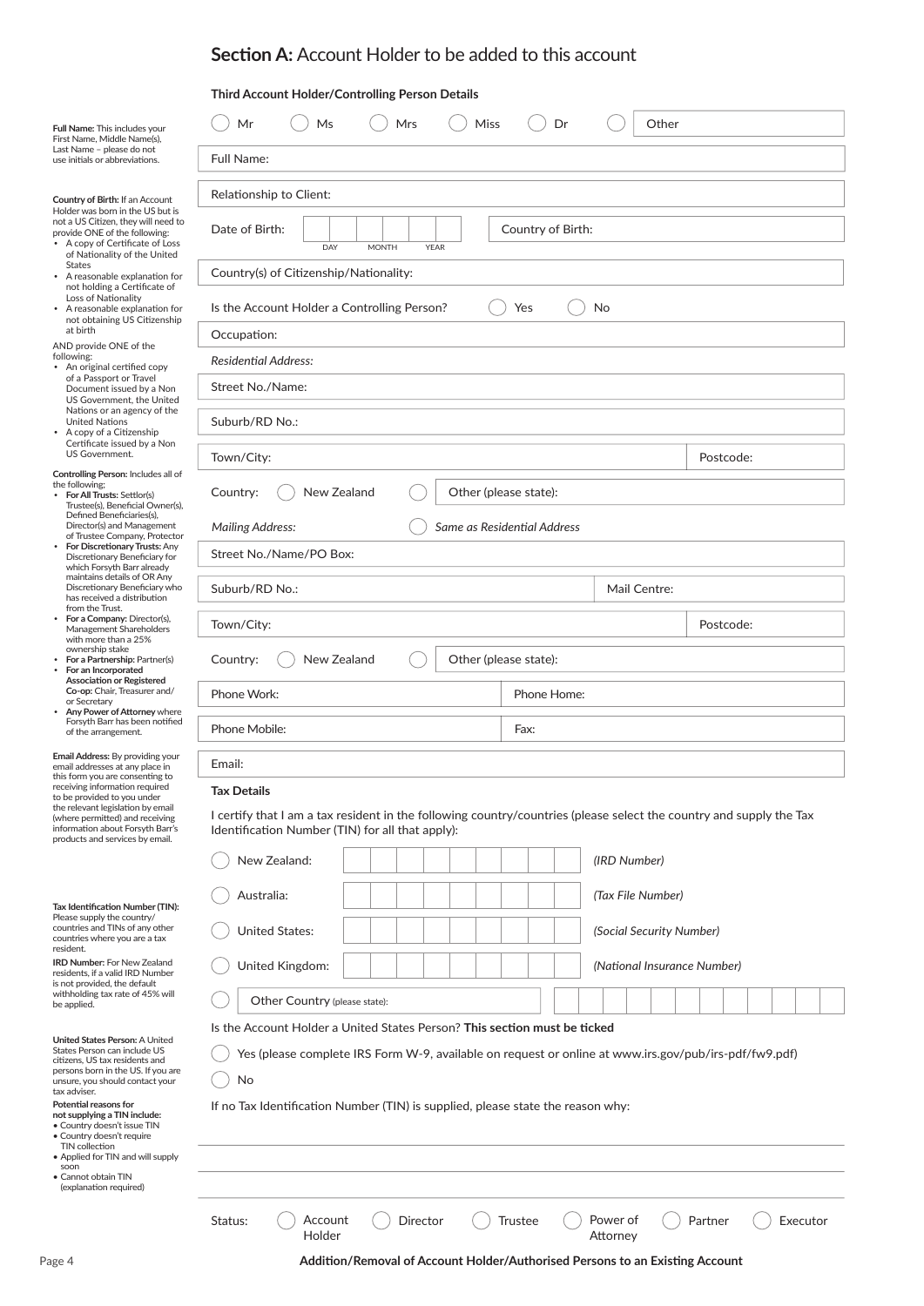## **Section A:** Account Holder to be added to this account

**Third Account Holder/Controlling Person Details**

◯ Mr ◯ Ms ◯ Mrs ◯ Miss ◯ Dr ◯ Other

Full Name:

Relationship to Client:

Date of Birth: DAY MONTH YEAR | Country of Birth:

Country(s) of Citizenship/Nationality:

Is the Account Holder a Controlling Person? ◯ Yes ◯ No

Occupation:

*Residential Address:*

Street No./Name:

Suburb/RD No.:

Town/City: | Postcode:

Country: ◯ New Zealand ◯ Other (please state):

*Mailing Address:* ◯ *Same as Residential Address*

Street No./Name/PO Box:

Suburb/RD No.: | Mail Centre:

Town/City: | Postcode:

Country: ◯ New Zealand ◯ Other (please state):

Phone Work: | Phone Home:

Phone Mobile: | Fax:

Email:

**Tax Details**

I certify that I am a tax resident in the following country/countries (please select the country and supply the Tax Identification Number (TIN) for all that apply):

◯ New Zealand: *(IRD Number)*

◯ Australia: *(Tax File Number)*

◯ United States: *(Social Security Number)*

◯ United Kingdom: *(National Insurance Number)*

◯ Other Country (please state):

Is the Account Holder a United States Person? **This section must be ticked**

◯ Yes (please complete IRS Form W-9, available on request or online at www.irs.gov/pub/irs-pdf/fw9.pdf)

◯ No

If no Tax Identification Number (TIN) is supplied, please state the reason why:

Status: ◯ Account Holder ◯ Director ◯ Trustee ◯ Power of Attorney ◯ Partner ◯ Executor

---

**Full Name:** This includes your First Name, Middle Name(s), Last Name – please do not use initials or abbreviations.

**Country of Birth:** If an Account Holder was born in the US but is not a US Citizen, they will need to provide ONE of the following:

- A copy of Certificate of Loss of Nationality of the United States
- A reasonable explanation for not holding a Certificate of Loss of Nationality
- A reasonable explanation for not obtaining US Citizenship at birth

AND provide ONE of the following:

- An original certified copy of a Passport or Travel Document issued by a Non US Government, the United Nations or an agency of the United Nations
- A copy of a Citizenship Certificate issued by a Non US Government.

**Controlling Person:** Includes all of the following:

- **For All Trusts:** Settlor(s) Trustee(s), Beneficial Owner(s), Defined Beneficiaries(s), Director(s) and Management of Trustee Company, Protector
- **For Discretionary Trusts:** Any Discretionary Beneficiary for which Forsyth Barr already maintains details of OR Any Discretionary Beneficiary who has received a distribution from the Trust.
- **For a Company:** Director(s), Management Shareholders with more than a 25% ownership stake
- **For a Partnership:** Partner(s)
- **For an Incorporated Association or Registered Co-op:** Chair, Treasurer and/or Secretary
- **Any Power of Attorney** where Forsyth Barr has been notified of the arrangement.

**Email Address:** By providing your email addresses at any place in this form you are consenting to receiving information required to be provided to you under the relevant legislation by email (where permitted) and receiving information about Forsyth Barr's products and services by email.

**Tax Identification Number (TIN):** Please supply the country/countries and TINs of any other countries where you are a tax resident.

**IRD Number:** For New Zealand residents, if a valid IRD Number is not provided, the default withholding tax rate of 45% will be applied.

**United States Person:** A United States Person can include US citizens, US tax residents and persons born in the US. If you are unsure, you should contact your tax adviser.

**Potential reasons for not supplying a TIN include:**

- Country doesn't issue TIN
- Country doesn't require TIN collection
- Applied for TIN and will supply soon
- Cannot obtain TIN (explanation required)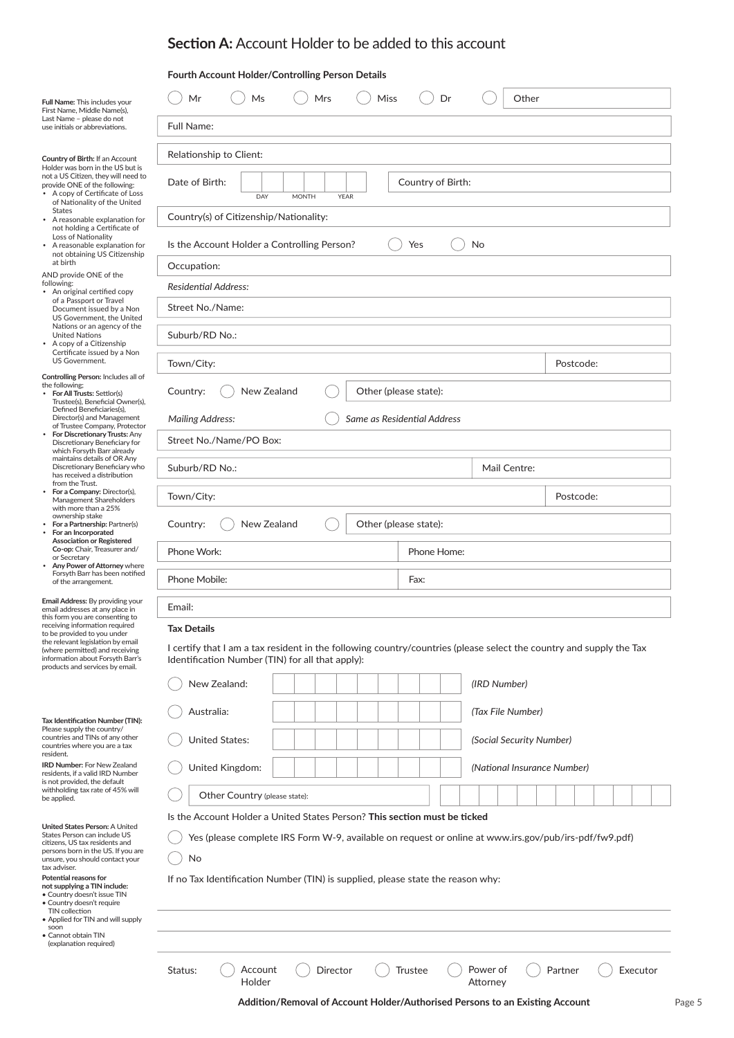## **Section A:** Account Holder to be added to this account

**Fourth Account Holder/Controlling Person Details**

◯ Mr ◯ Ms ◯ Mrs ◯ Miss ◯ Dr ◯ Other

Full Name:

Relationship to Client:

Date of Birth: DAY MONTH YEAR

Country of Birth:

Country(s) of Citizenship/Nationality:

Is the Account Holder a Controlling Person? ◯ Yes ◯ No

Occupation:

*Residential Address:*

Street No./Name:

Suburb/RD No.:

Town/City: Postcode:

Country: ◯ New Zealand ◯ Other (please state):

*Mailing Address:* ◯ *Same as Residential Address*

Street No./Name/PO Box:

Suburb/RD No.: Mail Centre:

Town/City: Postcode:

Country: ◯ New Zealand ◯ Other (please state):

Phone Work: Phone Home:

Phone Mobile: Fax:

Email:

**Tax Details**

I certify that I am a tax resident in the following country/countries (please select the country and supply the Tax Identification Number (TIN) for all that apply):

◯ New Zealand: *(IRD Number)*

◯ Australia: *(Tax File Number)*

◯ United States: *(Social Security Number)*

◯ United Kingdom: *(National Insurance Number)*

◯ Other Country (please state):

Is the Account Holder a United States Person? **This section must be ticked**

◯ Yes (please complete IRS Form W-9, available on request or online at www.irs.gov/pub/irs-pdf/fw9.pdf)

◯ No

If no Tax Identification Number (TIN) is supplied, please state the reason why:

Status: ◯ Account Holder ◯ Director ◯ Trustee ◯ Power of Attorney ◯ Partner ◯ Executor

---

**Full Name:** This includes your First Name, Middle Name(s), Last Name – please do not use initials or abbreviations.

**Country of Birth:** If an Account Holder was born in the US but is not a US Citizen, they will need to provide ONE of the following:

- A copy of Certificate of Loss of Nationality of the United States
- A reasonable explanation for not holding a Certificate of Loss of Nationality
- A reasonable explanation for not obtaining US Citizenship at birth

AND provide ONE of the following:

- An original certified copy of a Passport or Travel Document issued by a Non US Government, the United Nations or an agency of the United Nations
- A copy of a Citizenship Certificate issued by a Non US Government.

**Controlling Person:** Includes all of the following;

- **For All Trusts:** Settlor(s) Trustee(s), Beneficial Owner(s), Defined Beneficiaries(s), Director(s) and Management of Trustee Company, Protector
- **For Discretionary Trusts:** Any Discretionary Beneficiary for which Forsyth Barr already maintains details of OR Any Discretionary Beneficiary who has received a distribution from the Trust.
- **For a Company:** Director(s), Management Shareholders with more than a 25% ownership stake
- **For a Partnership:** Partner(s)
- **For an Incorporated Association or Registered Co-op:** Chair, Treasurer and/or Secretary
- **Any Power of Attorney** where Forsyth Barr has been notified of the arrangement.

**Email Address:** By providing your email addresses at any place in this form you are consenting to receiving information required to be provided to you under the relevant legislation by email (where permitted) and receiving information about Forsyth Barr's products and services by email.

**Tax Identification Number (TIN):** Please supply the country/countries and TINs of any other countries where you are a tax resident.

**IRD Number:** For New Zealand residents, if a valid IRD Number is not provided, the default withholding tax rate of 45% will be applied.

**United States Person:** A United States Person can include US citizens, US tax residents and persons born in the US. If you are unsure, you should contact your tax adviser.

**Potential reasons for not supplying a TIN include:**

- Country doesn't issue TIN
- Country doesn't require TIN collection
- Applied for TIN and will supply soon
- Cannot obtain TIN (explanation required)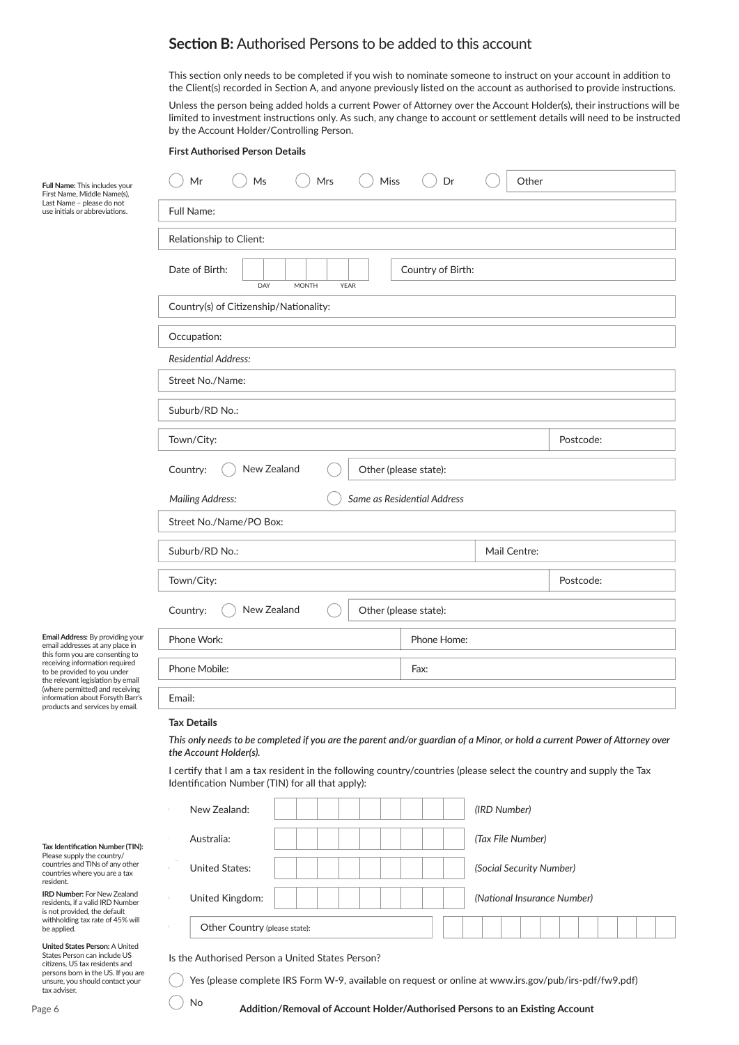## **Section B:** Authorised Persons to be added to this account

This section only needs to be completed if you wish to nominate someone to instruct on your account in addition to the Client(s) recorded in Section A, and anyone previously listed on the account as authorised to provide instructions.

Unless the person being added holds a current Power of Attorney over the Account Holder(s), their instructions will be limited to investment instructions only. As such, any change to account or settlement details will need to be instructed by the Account Holder/Controlling Person.

**First Authorised Person Details**

**Full Name:** This includes your First Name, Middle Name(s), Last Name – please do not use initials or abbreviations.

◯ Mr ◯ Ms ◯ Mrs ◯ Miss ◯ Dr ◯ Other

Full Name:

Relationship to Client:

Date of Birth: DAY / MONTH / YEAR

Country of Birth:

Country(s) of Citizenship/Nationality:

Occupation:

*Residential Address:*

Street No./Name:

Suburb/RD No.:

Town/City: Postcode:

Country: ◯ New Zealand ◯ Other (please state):

*Mailing Address:* ◯ *Same as Residential Address*

Street No./Name/PO Box:

Suburb/RD No.: Mail Centre:

Town/City: Postcode:

Country: ◯ New Zealand ◯ Other (please state):

**Email Address:** By providing your email addresses at any place in this form you are consenting to receiving information required to be provided to you under the relevant legislation by email (where permitted) and receiving information about Forsyth Barr's products and services by email.

Phone Work: Phone Home:

Phone Mobile: Fax:

Email:

**Tax Details**

***This only needs to be completed if you are the parent and/or guardian of a Minor, or hold a current Power of Attorney over the Account Holder(s).***

I certify that I am a tax resident in the following country/countries (please select the country and supply the Tax Identification Number (TIN) for all that apply):

**Tax Identification Number (TIN):** Please supply the country/countries and TINs of any other countries where you are a tax resident.

**IRD Number:** For New Zealand residents, if a valid IRD Number is not provided, the default withholding tax rate of 45% will be applied.

**United States Person:** A United States Person can include US citizens, US tax residents and persons born in the US. If you are unsure, you should contact your tax adviser.

New Zealand: *(IRD Number)*

Australia: *(Tax File Number)*

United States: *(Social Security Number)*

United Kingdom: *(National Insurance Number)*

Other Country (please state):

Is the Authorised Person a United States Person?

◯ Yes (please complete IRS Form W-9, available on request or online at www.irs.gov/pub/irs-pdf/fw9.pdf)

◯ No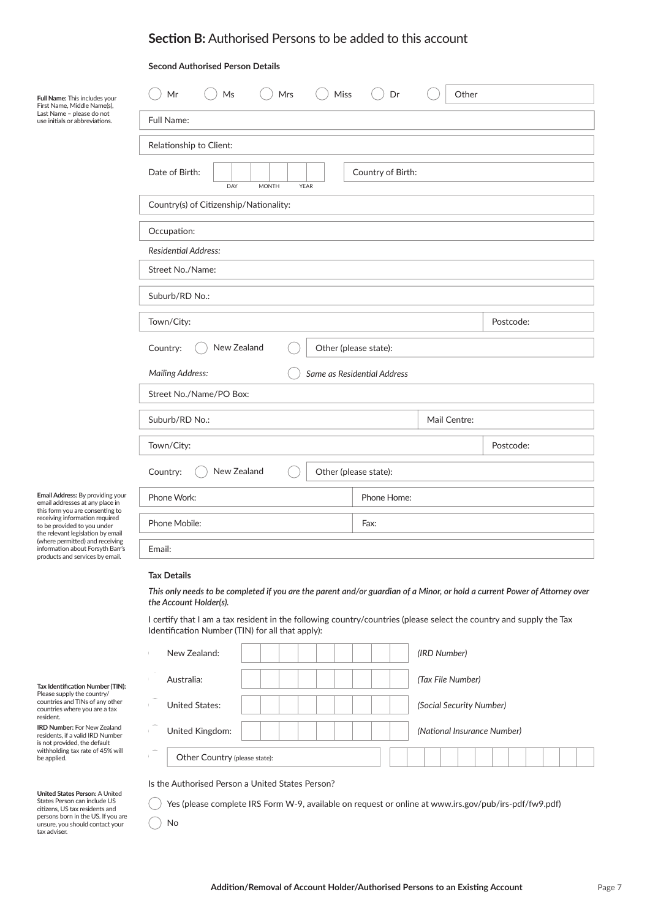## **Section B:** Authorised Persons to be added to this account

**Second Authorised Person Details**

**Full Name:** This includes your First Name, Middle Name(s), Last Name – please do not use initials or abbreviations.

◯ Mr ◯ Ms ◯ Mrs ◯ Miss ◯ Dr ◯ Other

Full Name:

Relationship to Client:

Date of Birth: DAY MONTH YEAR | Country of Birth:

Country(s) of Citizenship/Nationality:

Occupation:

*Residential Address:*

Street No./Name:

Suburb/RD No.:

Town/City: | Postcode:

Country: ◯ New Zealand ◯ Other (please state):

*Mailing Address:* ◯ *Same as Residential Address*

Street No./Name/PO Box:

Suburb/RD No.: | Mail Centre:

Town/City: | Postcode:

Country: ◯ New Zealand ◯ Other (please state):

**Email Address:** By providing your email addresses at any place in this form you are consenting to receiving information required to be provided to you under the relevant legislation by email (where permitted) and receiving information about Forsyth Barr's products and services by email.

Phone Work: | Phone Home:

Phone Mobile: | Fax:

Email:

**Tax Details**

***This only needs to be completed if you are the parent and/or guardian of a Minor, or hold a current Power of Attorney over the Account Holder(s).***

I certify that I am a tax resident in the following country/countries (please select the country and supply the Tax Identification Number (TIN) for all that apply):

**Tax Identification Number (TIN):** Please supply the country/countries and TINs of any other countries where you are a tax resident.

**IRD Number:** For New Zealand residents, if a valid IRD Number is not provided, the default withholding tax rate of 45% will be applied.

New Zealand: *(IRD Number)*

Australia: *(Tax File Number)*

United States: *(Social Security Number)*

United Kingdom: *(National Insurance Number)*

Other Country (please state):

**United States Person:** A United States Person can include US citizens, US tax residents and persons born in the US. If you are unsure, you should contact your tax adviser.

Is the Authorised Person a United States Person?

◯ Yes (please complete IRS Form W-9, available on request or online at www.irs.gov/pub/irs-pdf/fw9.pdf)

◯ No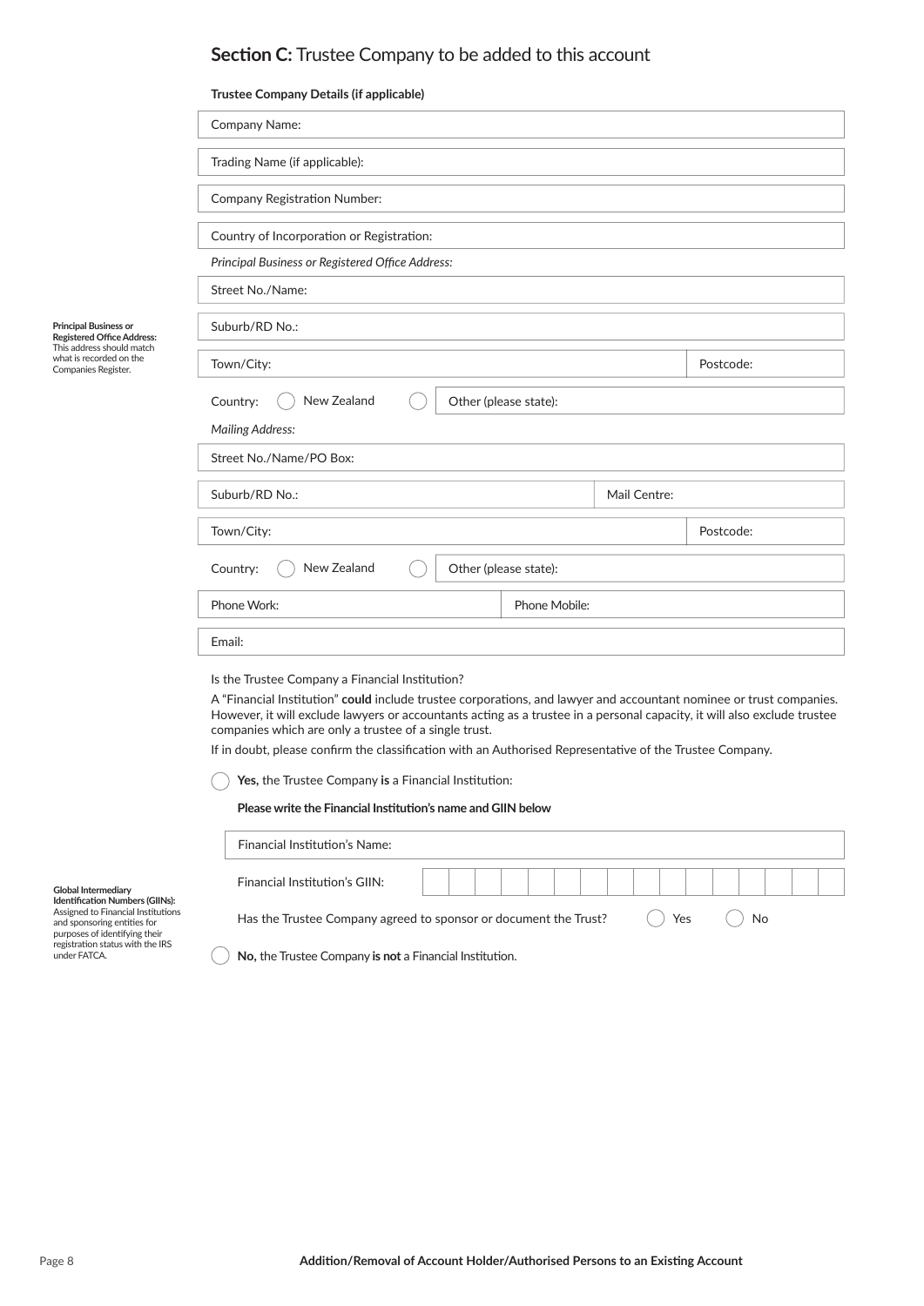## **Section C:** Trustee Company to be added to this account

**Trustee Company Details (if applicable)**

Company Name:

Trading Name (if applicable):

Company Registration Number:

Country of Incorporation or Registration:

*Principal Business or Registered Office Address:*

**Principal Business or Registered Office Address:** This address should match what is recorded on the Companies Register.

Street No./Name:

Suburb/RD No.:

| Town/City: | Postcode: |
|---|---|

Country: ◯ New Zealand ◯ Other (please state):

*Mailing Address:*

Street No./Name/PO Box:

| Suburb/RD No.: | Mail Centre: |
|---|---|

| Town/City: | Postcode: |
|---|---|

Country: ◯ New Zealand ◯ Other (please state):

| Phone Work: | Phone Mobile: |
|---|---|

Email:

Is the Trustee Company a Financial Institution?

A "Financial Institution" **could** include trustee corporations, and lawyer and accountant nominee or trust companies. However, it will exclude lawyers or accountants acting as a trustee in a personal capacity, it will also exclude trustee companies which are only a trustee of a single trust.

If in doubt, please confirm the classification with an Authorised Representative of the Trustee Company.

◯ **Yes,** the Trustee Company **is** a Financial Institution:

**Please write the Financial Institution's name and GIIN below**

Financial Institution's Name:

Financial Institution's GIIN:

**Global Intermediary Identification Numbers (GIINs):** Assigned to Financial Institutions and sponsoring entities for purposes of identifying their registration status with the IRS under FATCA.

Has the Trustee Company agreed to sponsor or document the Trust? ◯ Yes ◯ No

◯ **No,** the Trustee Company **is not** a Financial Institution.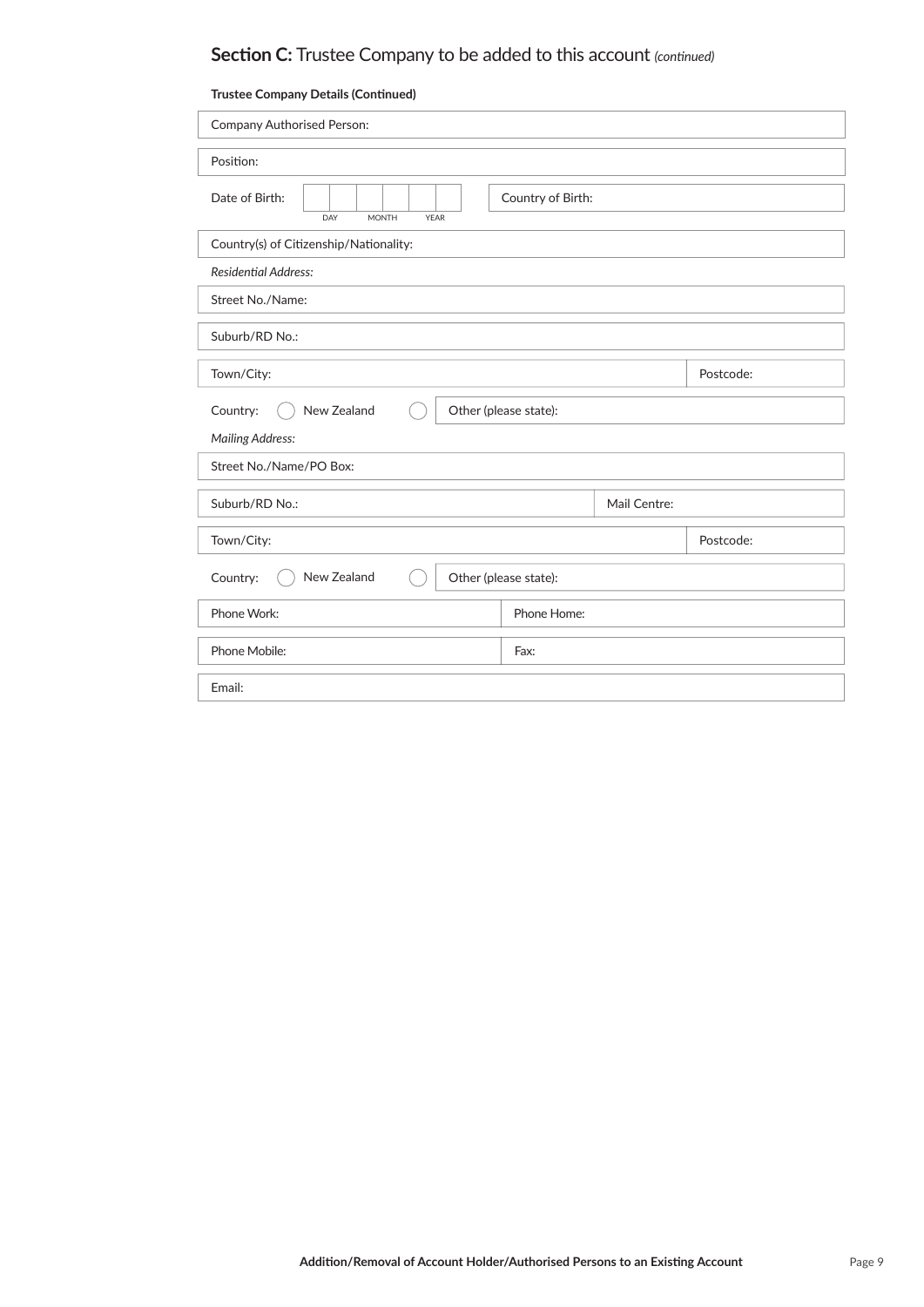## **Section C:** Trustee Company to be added to this account *(continued)*

**Trustee Company Details (Continued)**

Company Authorised Person:

Position:

Date of Birth: DAY MONTH YEAR | Country of Birth:

Country(s) of Citizenship/Nationality:

*Residential Address:*

Street No./Name:

Suburb/RD No.:

Town/City: | Postcode:

Country: ◯ New Zealand ◯ Other (please state):

*Mailing Address:*

Street No./Name/PO Box:

Suburb/RD No.: | Mail Centre:

Town/City: | Postcode:

Country: ◯ New Zealand ◯ Other (please state):

Phone Work: | Phone Home:

Phone Mobile: | Fax:

Email: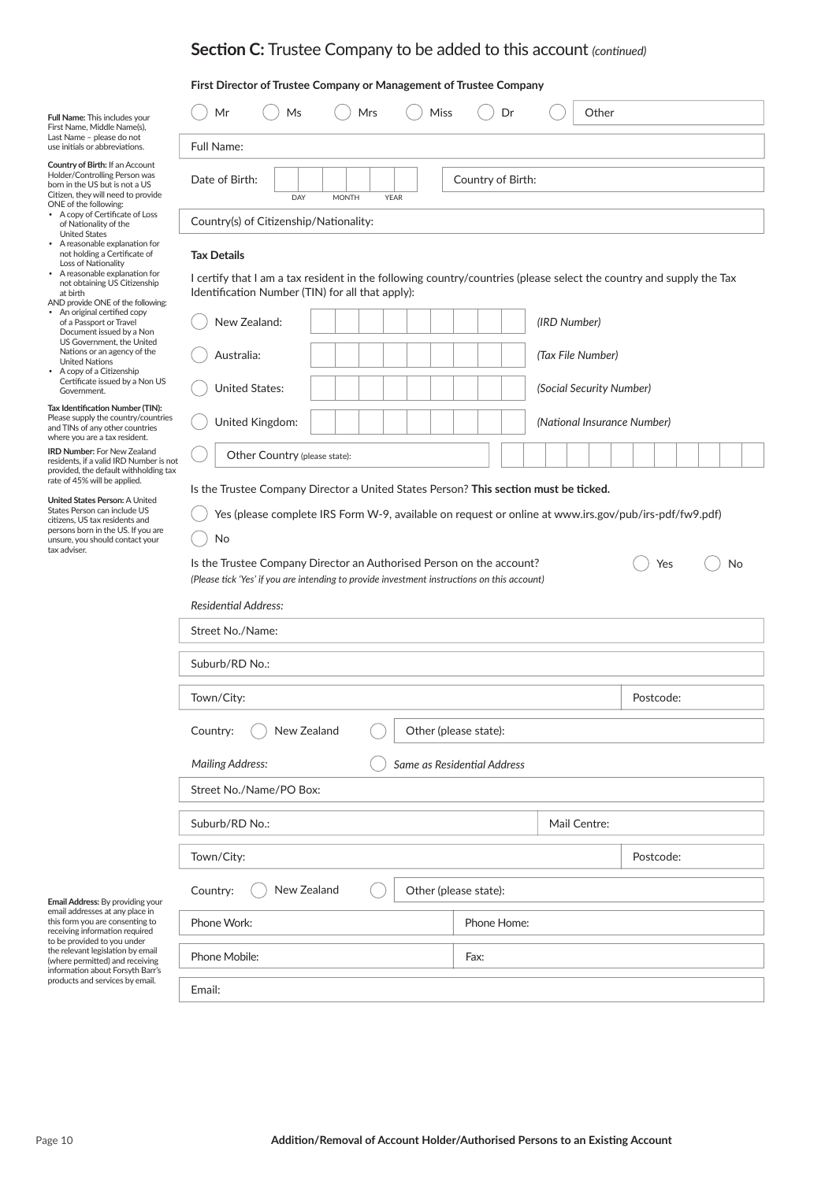## **Section C:** Trustee Company to be added to this account *(continued)*

**First Director of Trustee Company or Management of Trustee Company**

**Full Name:** This includes your First Name, Middle Name(s), Last Name – please do not use initials or abbreviations.

**Country of Birth:** If an Account Holder/Controlling Person was born in the US but is not a US Citizen, they will need to provide ONE of the following:

- A copy of Certificate of Loss of Nationality of the United States
- A reasonable explanation for not holding a Certificate of Loss of Nationality
- A reasonable explanation for not obtaining US Citizenship at birth

AND provide ONE of the following:

- An original certified copy of a Passport or Travel Document issued by a Non US Government, the United Nations or an agency of the United Nations
- A copy of a Citizenship Certificate issued by a Non US Government.

**Tax Identification Number (TIN):** Please supply the country/countries and TINs of any other countries where you are a tax resident.

**IRD Number:** For New Zealand residents, if a valid IRD Number is not provided, the default withholding tax rate of 45% will be applied.

**United States Person:** A United States Person can include US citizens, US tax residents and persons born in the US. If you are unsure, you should contact your tax adviser.

◯ Mr ◯ Ms ◯ Mrs ◯ Miss ◯ Dr ◯ Other

Full Name:

Date of Birth: DAY MONTH YEAR

Country of Birth:

Country(s) of Citizenship/Nationality:

**Tax Details**

I certify that I am a tax resident in the following country/countries (please select the country and supply the Tax Identification Number (TIN) for all that apply):

◯ New Zealand: *(IRD Number)*

◯ Australia: *(Tax File Number)*

◯ United States: *(Social Security Number)*

◯ United Kingdom: *(National Insurance Number)*

◯ Other Country (please state):

Is the Trustee Company Director a United States Person? **This section must be ticked.**

◯ Yes (please complete IRS Form W-9, available on request or online at www.irs.gov/pub/irs-pdf/fw9.pdf)

◯ No

Is the Trustee Company Director an Authorised Person on the account? ◯ Yes ◯ No

*(Please tick 'Yes' if you are intending to provide investment instructions on this account)*

*Residential Address:*

Street No./Name:

Suburb/RD No.:

Town/City: Postcode:

Country: ◯ New Zealand ◯ Other (please state):

*Mailing Address:* ◯ *Same as Residential Address*

Street No./Name/PO Box:

Suburb/RD No.: Mail Centre:

Town/City: Postcode:

Country: ◯ New Zealand ◯ Other (please state):

Phone Work: Phone Home:

Phone Mobile: Fax:

Email:

**Email Address:** By providing your email addresses at any place in this form you are consenting to receiving information required to be provided to you under the relevant legislation by email (where permitted) and receiving information about Forsyth Barr's products and services by email.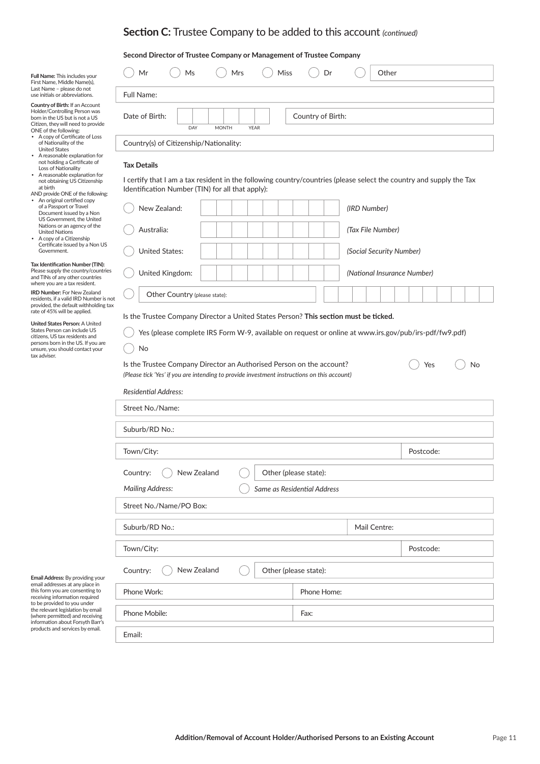## **Section C:** Trustee Company to be added to this account *(continued)*

**Second Director of Trustee Company or Management of Trustee Company**

( ) Mr ( ) Ms ( ) Mrs ( ) Miss ( ) Dr ( ) Other

Full Name:

Date of Birth: DAY MONTH YEAR Country of Birth:

Country(s) of Citizenship/Nationality:

**Tax Details**

I certify that I am a tax resident in the following country/countries (please select the country and supply the Tax Identification Number (TIN) for all that apply):

( ) New Zealand: *(IRD Number)*

( ) Australia: *(Tax File Number)*

( ) United States: *(Social Security Number)*

( ) United Kingdom: *(National Insurance Number)*

( ) Other Country (please state):

Is the Trustee Company Director a United States Person? **This section must be ticked.**

( ) Yes (please complete IRS Form W-9, available on request or online at www.irs.gov/pub/irs-pdf/fw9.pdf)

( ) No

Is the Trustee Company Director an Authorised Person on the account? ( ) Yes ( ) No

*(Please tick 'Yes' if you are intending to provide investment instructions on this account)*

*Residential Address:*

Street No./Name:

Suburb/RD No.:

Town/City: Postcode:

Country: ( ) New Zealand ( ) Other (please state):

*Mailing Address:* ( ) *Same as Residential Address*

Street No./Name/PO Box:

Suburb/RD No.: Mail Centre:

Town/City: Postcode:

Country: ( ) New Zealand ( ) Other (please state):

Phone Work: Phone Home:

Phone Mobile: Fax:

Email:

**Full Name:** This includes your First Name, Middle Name(s), Last Name – please do not use initials or abbreviations.

**Country of Birth:** If an Account Holder/Controlling Person was born in the US but is not a US Citizen, they will need to provide ONE of the following:

- A copy of Certificate of Loss of Nationality of the United States
- A reasonable explanation for not holding a Certificate of Loss of Nationality
- A reasonable explanation for not obtaining US Citizenship at birth

AND provide ONE of the following:

- An original certified copy of a Passport or Travel Document issued by a Non US Government, the United Nations or an agency of the United Nations
- A copy of a Citizenship Certificate issued by a Non US Government.

**Tax Identification Number (TIN):** Please supply the country/countries and TINs of any other countries where you are a tax resident.

**IRD Number:** For New Zealand residents, if a valid IRD Number is not provided, the default withholding tax rate of 45% will be applied.

**United States Person:** A United States Person can include US citizens, US tax residents and persons born in the US. If you are unsure, you should contact your tax adviser.

**Email Address:** By providing your email addresses at any place in this form you are consenting to receiving information required to be provided to you under the relevant legislation by email (where permitted) and receiving information about Forsyth Barr's products and services by email.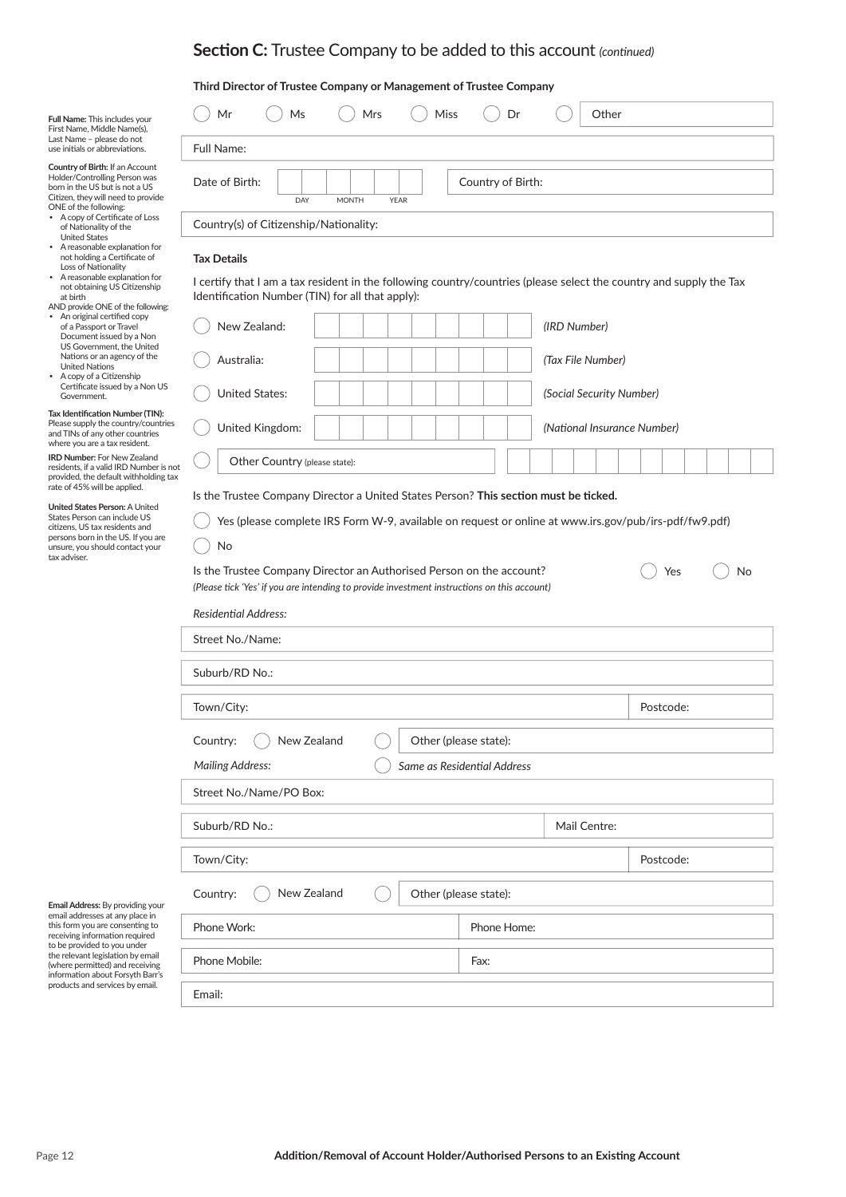## **Section C:** Trustee Company to be added to this account *(continued)*

**Third Director of Trustee Company or Management of Trustee Company**

◯ Mr ◯ Ms ◯ Mrs ◯ Miss ◯ Dr ◯ Other

Full Name:

Date of Birth: DAY MONTH YEAR | Country of Birth:

Country(s) of Citizenship/Nationality:

**Tax Details**

I certify that I am a tax resident in the following country/countries (please select the country and supply the Tax Identification Number (TIN) for all that apply):

◯ New Zealand: *(IRD Number)*

◯ Australia: *(Tax File Number)*

◯ United States: *(Social Security Number)*

◯ United Kingdom: *(National Insurance Number)*

◯ Other Country (please state):

Is the Trustee Company Director a United States Person? **This section must be ticked.**

◯ Yes (please complete IRS Form W-9, available on request or online at www.irs.gov/pub/irs-pdf/fw9.pdf)

◯ No

Is the Trustee Company Director an Authorised Person on the account? ◯ Yes ◯ No

*(Please tick 'Yes' if you are intending to provide investment instructions on this account)*

*Residential Address:*

Street No./Name:

Suburb/RD No.:

Town/City: | Postcode:

Country: ◯ New Zealand ◯ Other (please state):

*Mailing Address:* ◯ *Same as Residential Address*

Street No./Name/PO Box:

Suburb/RD No.: | Mail Centre:

Town/City: | Postcode:

Country: ◯ New Zealand ◯ Other (please state):

Phone Work: | Phone Home:

Phone Mobile: | Fax:

Email:

---

**Full Name:** This includes your First Name, Middle Name(s), Last Name – please do not use initials or abbreviations.

**Country of Birth:** If an Account Holder/Controlling Person was born in the US but is not a US Citizen, they will need to provide ONE of the following:

- A copy of Certificate of Loss of Nationality of the United States
- A reasonable explanation for not holding a Certificate of Loss of Nationality
- A reasonable explanation for not obtaining US Citizenship at birth

AND provide ONE of the following:

- An original certified copy of a Passport or Travel Document issued by a Non US Government, the United Nations or an agency of the United Nations
- A copy of a Citizenship Certificate issued by a Non US Government.

**Tax Identification Number (TIN):** Please supply the country/countries and TINs of any other countries where you are a tax resident.

**IRD Number:** For New Zealand residents, if a valid IRD Number is not provided, the default withholding tax rate of 45% will be applied.

**United States Person:** A United States Person can include US citizens, US tax residents and persons born in the US. If you are unsure, you should contact your tax adviser.

**Email Address:** By providing your email addresses at any place in this form you are consenting to receiving information required to be provided to you under the relevant legislation by email (where permitted) and receiving information about Forsyth Barr's products and services by email.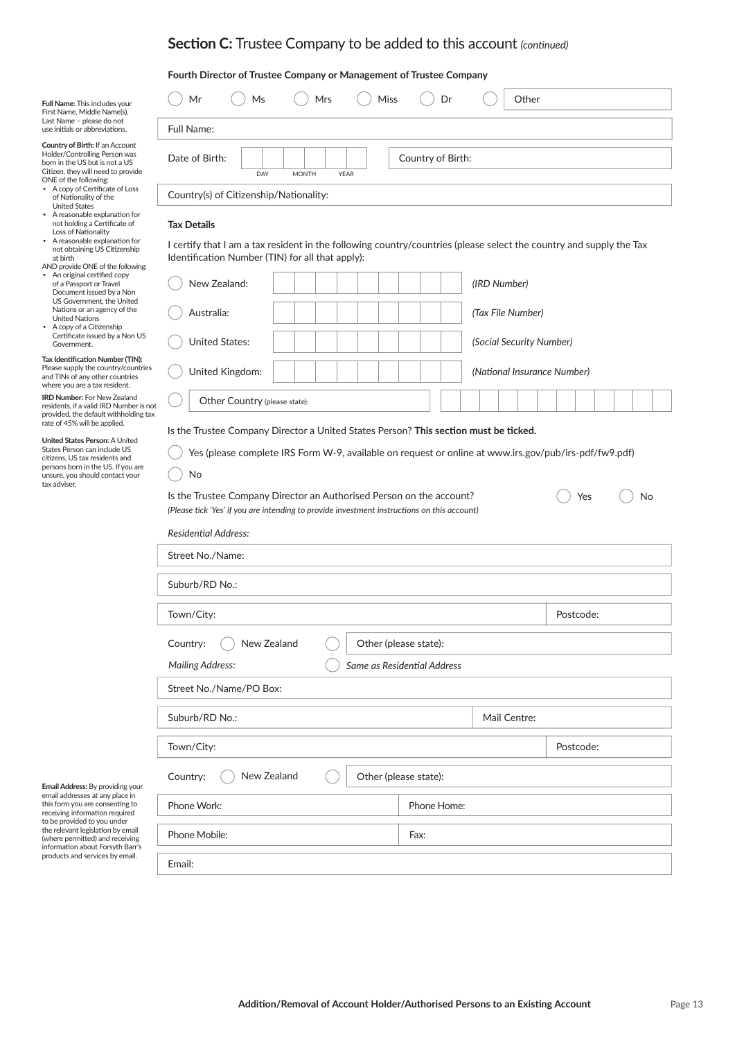## **Section C:** Trustee Company to be added to this account *(continued)*

**Fourth Director of Trustee Company or Management of Trustee Company**

**Full Name:** This includes your First Name, Middle Name(s), Last Name – please do not use initials or abbreviations.

**Country of Birth:** If an Account Holder/Controlling Person was born in the US but is not a US Citizen, they will need to provide ONE of the following:

- A copy of Certificate of Loss of Nationality of the United States
- A reasonable explanation for not holding a Certificate of Loss of Nationality
- A reasonable explanation for not obtaining US Citizenship at birth

AND provide ONE of the following:

- An original certified copy of a Passport or Travel Document issued by a Non US Government, the United Nations or an agency of the United Nations
- A copy of a Citizenship Certificate issued by a Non US Government.

**Tax Identification Number (TIN):** Please supply the country/countries and TINs of any other countries where you are a tax resident.

**IRD Number:** For New Zealand residents, if a valid IRD Number is not provided, the default withholding tax rate of 45% will be applied.

**United States Person:** A United States Person can include US citizens, US tax residents and persons born in the US. If you are unsure, you should contact your tax adviser.

**Email Address:** By providing your email addresses at any place in this form you are consenting to receiving information required to be provided to you under the relevant legislation by email (where permitted) and receiving information about Forsyth Barr's products and services by email.

◯ Mr ◯ Ms ◯ Mrs ◯ Miss ◯ Dr ◯ Other

Full Name:

Date of Birth: DAY MONTH YEAR | Country of Birth:

Country(s) of Citizenship/Nationality:

**Tax Details**

I certify that I am a tax resident in the following country/countries (please select the country and supply the Tax Identification Number (TIN) for all that apply):

◯ New Zealand: *(IRD Number)*

◯ Australia: *(Tax File Number)*

◯ United States: *(Social Security Number)*

◯ United Kingdom: *(National Insurance Number)*

◯ Other Country (please state):

Is the Trustee Company Director a United States Person? **This section must be ticked.**

◯ Yes (please complete IRS Form W-9, available on request or online at www.irs.gov/pub/irs-pdf/fw9.pdf)

◯ No

Is the Trustee Company Director an Authorised Person on the account? ◯ Yes ◯ No

*(Please tick 'Yes' if you are intending to provide investment instructions on this account)*

*Residential Address:*

Street No./Name:

Suburb/RD No.:

Town/City: | Postcode:

Country: ◯ New Zealand ◯ Other (please state):

*Mailing Address:* ◯ *Same as Residential Address*

Street No./Name/PO Box:

Suburb/RD No.: | Mail Centre:

Town/City: | Postcode:

Country: ◯ New Zealand ◯ Other (please state):

Phone Work: | Phone Home:

Phone Mobile: | Fax:

Email:

**Addition/Removal of Account Holder/Authorised Persons to an Existing Account**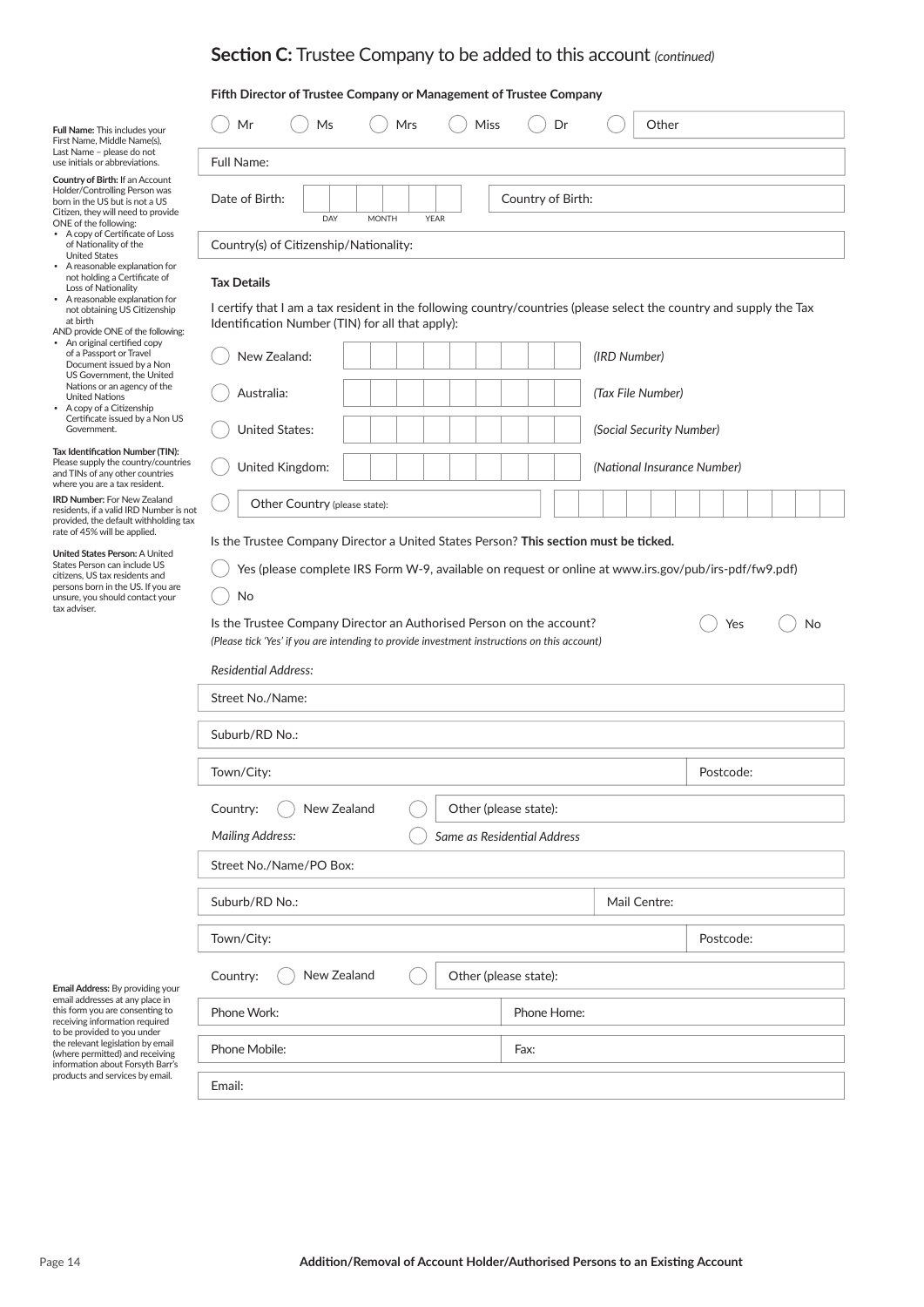## **Section C:** Trustee Company to be added to this account *(continued)*

**Fifth Director of Trustee Company or Management of Trustee Company**

**Full Name:** This includes your First Name, Middle Name(s), Last Name – please do not use initials or abbreviations.

**Country of Birth:** If an Account Holder/Controlling Person was born in the US but is not a US Citizen, they will need to provide ONE of the following:

- A copy of Certificate of Loss of Nationality of the United States
- A reasonable explanation for not holding a Certificate of Loss of Nationality
- A reasonable explanation for not obtaining US Citizenship at birth

AND provide ONE of the following:

- An original certified copy of a Passport or Travel Document issued by a Non US Government, the United Nations or an agency of the United Nations
- A copy of a Citizenship Certificate issued by a Non US Government.

**Tax Identification Number (TIN):** Please supply the country/countries and TINs of any other countries where you are a tax resident.

**IRD Number:** For New Zealand residents, if a valid IRD Number is not provided, the default withholding tax rate of 45% will be applied.

**United States Person:** A United States Person can include US citizens, US tax residents and persons born in the US. If you are unsure, you should contact your tax adviser.

◯ Mr ◯ Ms ◯ Mrs ◯ Miss ◯ Dr ◯ Other

Full Name:

Date of Birth: DAY MONTH YEAR | Country of Birth:

Country(s) of Citizenship/Nationality:

**Tax Details**

I certify that I am a tax resident in the following country/countries (please select the country and supply the Tax Identification Number (TIN) for all that apply):

◯ New Zealand: *(IRD Number)*

◯ Australia: *(Tax File Number)*

◯ United States: *(Social Security Number)*

◯ United Kingdom: *(National Insurance Number)*

◯ Other Country (please state):

Is the Trustee Company Director a United States Person? **This section must be ticked.**

◯ Yes (please complete IRS Form W-9, available on request or online at www.irs.gov/pub/irs-pdf/fw9.pdf)

◯ No

Is the Trustee Company Director an Authorised Person on the account? ◯ Yes ◯ No

*(Please tick 'Yes' if you are intending to provide investment instructions on this account)*

*Residential Address:*

Street No./Name:

Suburb/RD No.:

Town/City: | Postcode:

Country: ◯ New Zealand ◯ Other (please state):

*Mailing Address:* ◯ *Same as Residential Address*

Street No./Name/PO Box:

Suburb/RD No.: | Mail Centre:

Town/City: | Postcode:

Country: ◯ New Zealand ◯ Other (please state):

**Email Address:** By providing your email addresses at any place in this form you are consenting to receiving information required to be provided to you under the relevant legislation by email (where permitted) and receiving information about Forsyth Barr's products and services by email.

Phone Work: | Phone Home:

Phone Mobile: | Fax:

Email:

Addition/Removal of Account Holder/Authorised Persons to an Existing Account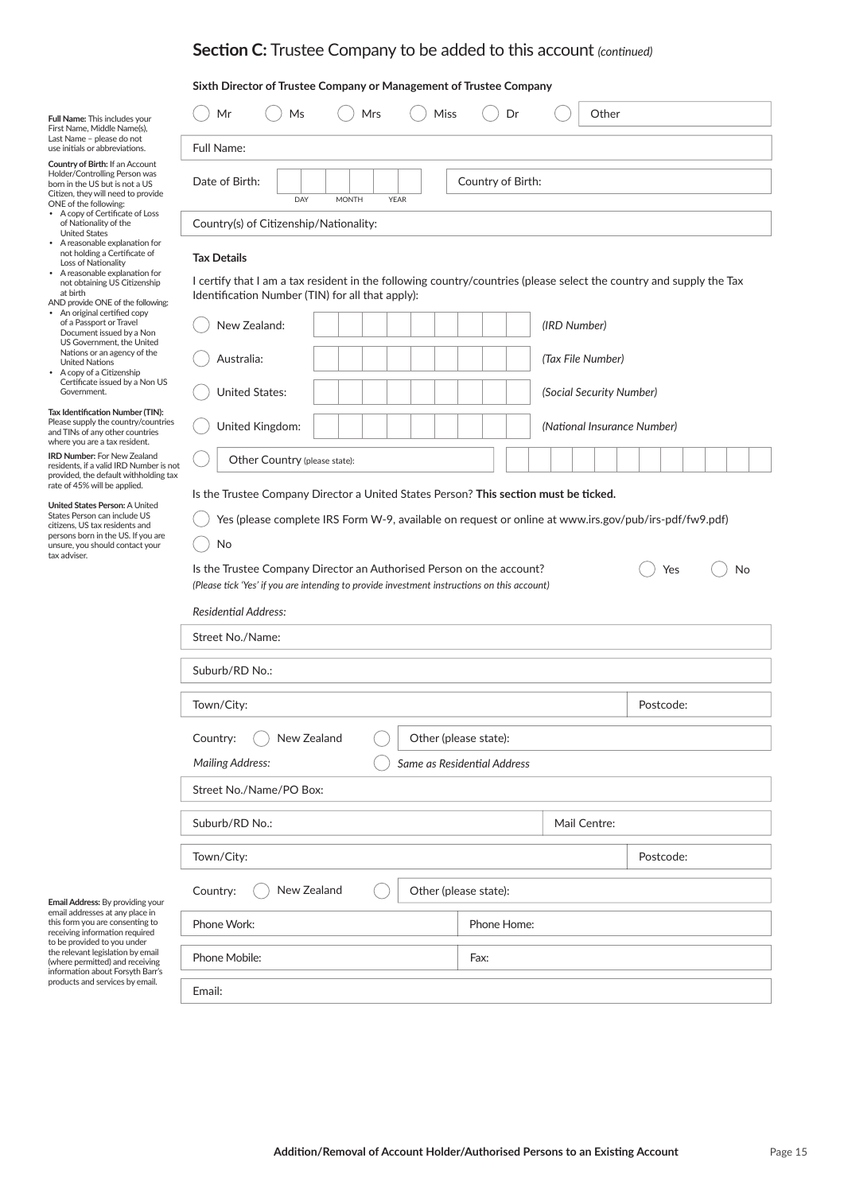## **Section C:** Trustee Company to be added to this account *(continued)*

**Sixth Director of Trustee Company or Management of Trustee Company**

**Full Name:** This includes your First Name, Middle Name(s), Last Name – please do not use initials or abbreviations.

**Country of Birth:** If an Account Holder/Controlling Person was born in the US but is not a US Citizen, they will need to provide ONE of the following:

- A copy of Certificate of Loss of Nationality of the United States
- A reasonable explanation for not holding a Certificate of Loss of Nationality
- A reasonable explanation for not obtaining US Citizenship at birth

AND provide ONE of the following:

- An original certified copy of a Passport or Travel Document issued by a Non US Government, the United Nations or an agency of the United Nations
- A copy of a Citizenship Certificate issued by a Non US Government.

**Tax Identification Number (TIN):** Please supply the country/countries and TINs of any other countries where you are a tax resident.

**IRD Number:** For New Zealand residents, if a valid IRD Number is not provided, the default withholding tax rate of 45% will be applied.

**United States Person:** A United States Person can include US citizens, US tax residents and persons born in the US. If you are unsure, you should contact your tax adviser.

**Email Address:** By providing your email addresses at any place in this form you are consenting to receiving information required to be provided to you under the relevant legislation by email (where permitted) and receiving information about Forsyth Barr's products and services by email.

◯ Mr ◯ Ms ◯ Mrs ◯ Miss ◯ Dr ◯ Other

Full Name:

Date of Birth: DAY MONTH YEAR | Country of Birth:

Country(s) of Citizenship/Nationality:

**Tax Details**

I certify that I am a tax resident in the following country/countries (please select the country and supply the Tax Identification Number (TIN) for all that apply):

◯ New Zealand: *(IRD Number)*

◯ Australia: *(Tax File Number)*

◯ United States: *(Social Security Number)*

◯ United Kingdom: *(National Insurance Number)*

◯ Other Country (please state):

Is the Trustee Company Director a United States Person? **This section must be ticked.**

◯ Yes (please complete IRS Form W-9, available on request or online at www.irs.gov/pub/irs-pdf/fw9.pdf)

◯ No

Is the Trustee Company Director an Authorised Person on the account? ◯ Yes ◯ No

*(Please tick 'Yes' if you are intending to provide investment instructions on this account)*

*Residential Address:*

Street No./Name:

Suburb/RD No.:

Town/City: | Postcode:

Country: ◯ New Zealand ◯ Other (please state):

*Mailing Address:* ◯ *Same as Residential Address*

Street No./Name/PO Box:

Suburb/RD No.: | Mail Centre:

Town/City: | Postcode:

Country: ◯ New Zealand ◯ Other (please state):

Phone Work: | Phone Home:

Phone Mobile: | Fax:

Email: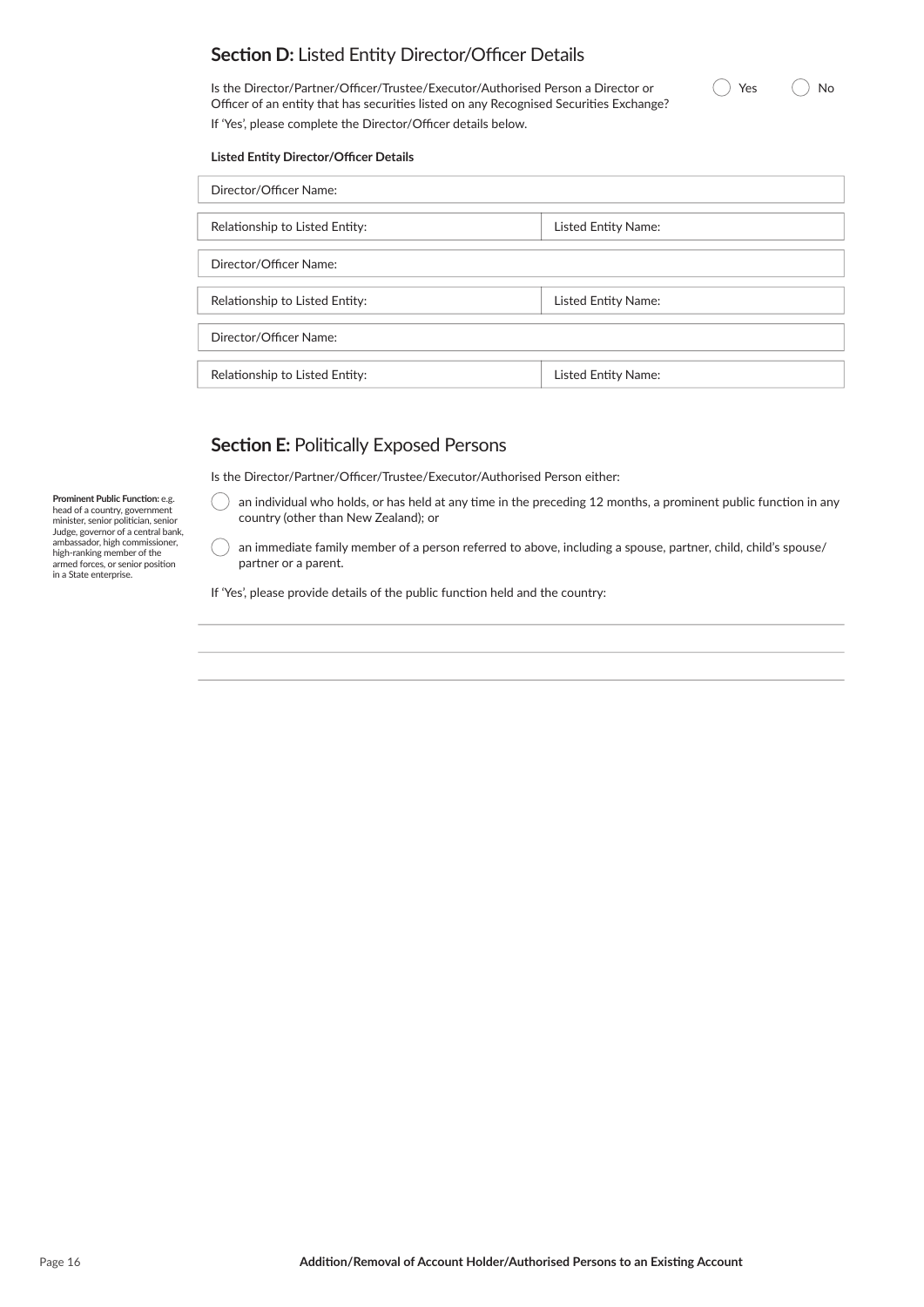## **Section D:** Listed Entity Director/Officer Details

Is the Director/Partner/Officer/Trustee/Executor/Authorised Person a Director or Officer of an entity that has securities listed on any Recognised Securities Exchange?

◯ Yes ◯ No

If 'Yes', please complete the Director/Officer details below.

**Listed Entity Director/Officer Details**

| Director/Officer Name: | |
|---|---|
| Relationship to Listed Entity: | Listed Entity Name: |
| Director/Officer Name: | |
| Relationship to Listed Entity: | Listed Entity Name: |
| Director/Officer Name: | |
| Relationship to Listed Entity: | Listed Entity Name: |

## **Section E:** Politically Exposed Persons

Is the Director/Partner/Officer/Trustee/Executor/Authorised Person either:

◯ an individual who holds, or has held at any time in the preceding 12 months, a prominent public function in any country (other than New Zealand); or

◯ an immediate family member of a person referred to above, including a spouse, partner, child, child's spouse/partner or a parent.

If 'Yes', please provide details of the public function held and the country:

_______________________________________________

_______________________________________________

_______________________________________________

**Prominent Public Function:** e.g. head of a country, government minister, senior politician, senior Judge, governor of a central bank, ambassador, high commissioner, high-ranking member of the armed forces, or senior position in a State enterprise.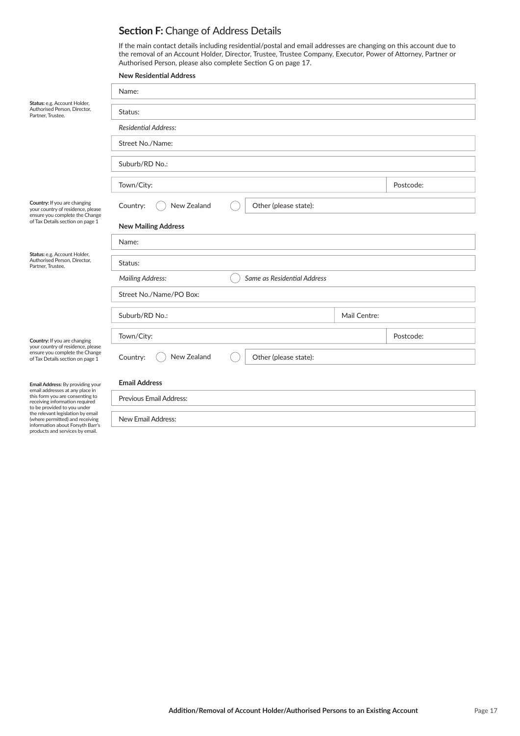## **Section F:** Change of Address Details

If the main contact details including residential/postal and email addresses are changing on this account due to the removal of an Account Holder, Director, Trustee, Trustee Company, Executor, Power of Attorney, Partner or Authorised Person, please also complete Section G on page 17.

**New Residential Address**

Name:

Status:

**Status:** e.g. Account Holder, Authorised Person, Director, Partner, Trustee.

*Residential Address:*

Street No./Name:

Suburb/RD No.:

| Town/City: | Postcode: |
|---|---|

Country: ◯ New Zealand ◯ Other (please state):

**Country:** If you are changing your country of residence, please ensure you complete the Change of Tax Details section on page 1

**New Mailing Address**

Name:

Status:

**Status:** e.g. Account Holder, Authorised Person, Director, Partner, Trustee.

*Mailing Address:* ◯ *Same as Residential Address*

Street No./Name/PO Box:

| Suburb/RD No.: | Mail Centre: |
|---|---|

| Town/City: | Postcode: |
|---|---|

Country: ◯ New Zealand ◯ Other (please state):

**Country:** If you are changing your country of residence, please ensure you complete the Change of Tax Details section on page 1

**Email Address**

Previous Email Address:

New Email Address:

**Email Address:** By providing your email addresses at any place in this form you are consenting to receiving information required to be provided to you under the relevant legislation by email (where permitted) and receiving information about Forsyth Barr's products and services by email.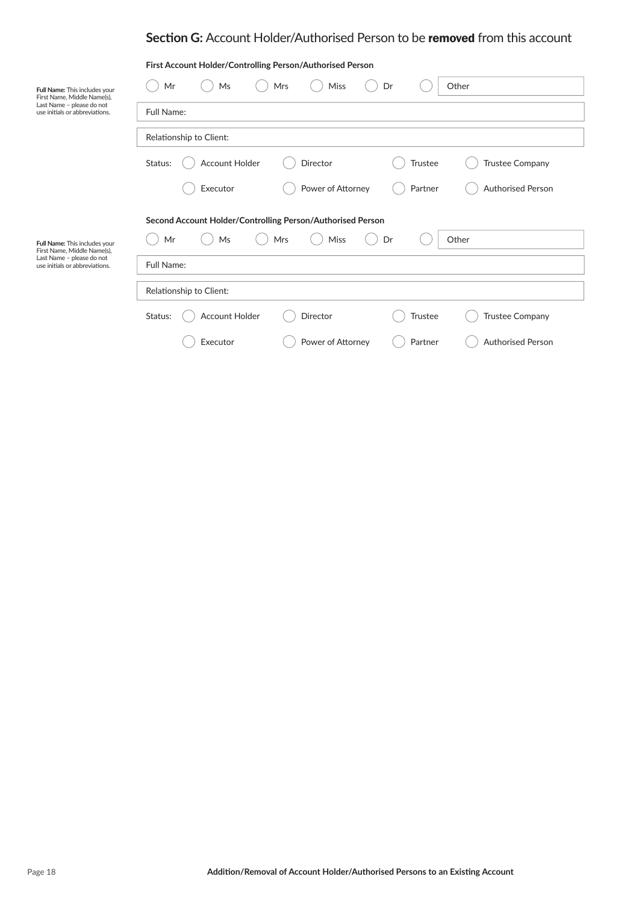## **Section G:** Account Holder/Authorised Person to be **removed** from this account

**First Account Holder/Controlling Person/Authorised Person**

**Full Name:** This includes your First Name, Middle Name(s), Last Name – please do not use initials or abbreviations.

◯ Mr ◯ Ms ◯ Mrs ◯ Miss ◯ Dr ◯ Other

Full Name:

Relationship to Client:

Status: ◯ Account Holder ◯ Director ◯ Trustee ◯ Trustee Company
◯ Executor ◯ Power of Attorney ◯ Partner ◯ Authorised Person

**Second Account Holder/Controlling Person/Authorised Person**

**Full Name:** This includes your First Name, Middle Name(s), Last Name – please do not use initials or abbreviations.

◯ Mr ◯ Ms ◯ Mrs ◯ Miss ◯ Dr ◯ Other

Full Name:

Relationship to Client:

Status: ◯ Account Holder ◯ Director ◯ Trustee ◯ Trustee Company
◯ Executor ◯ Power of Attorney ◯ Partner ◯ Authorised Person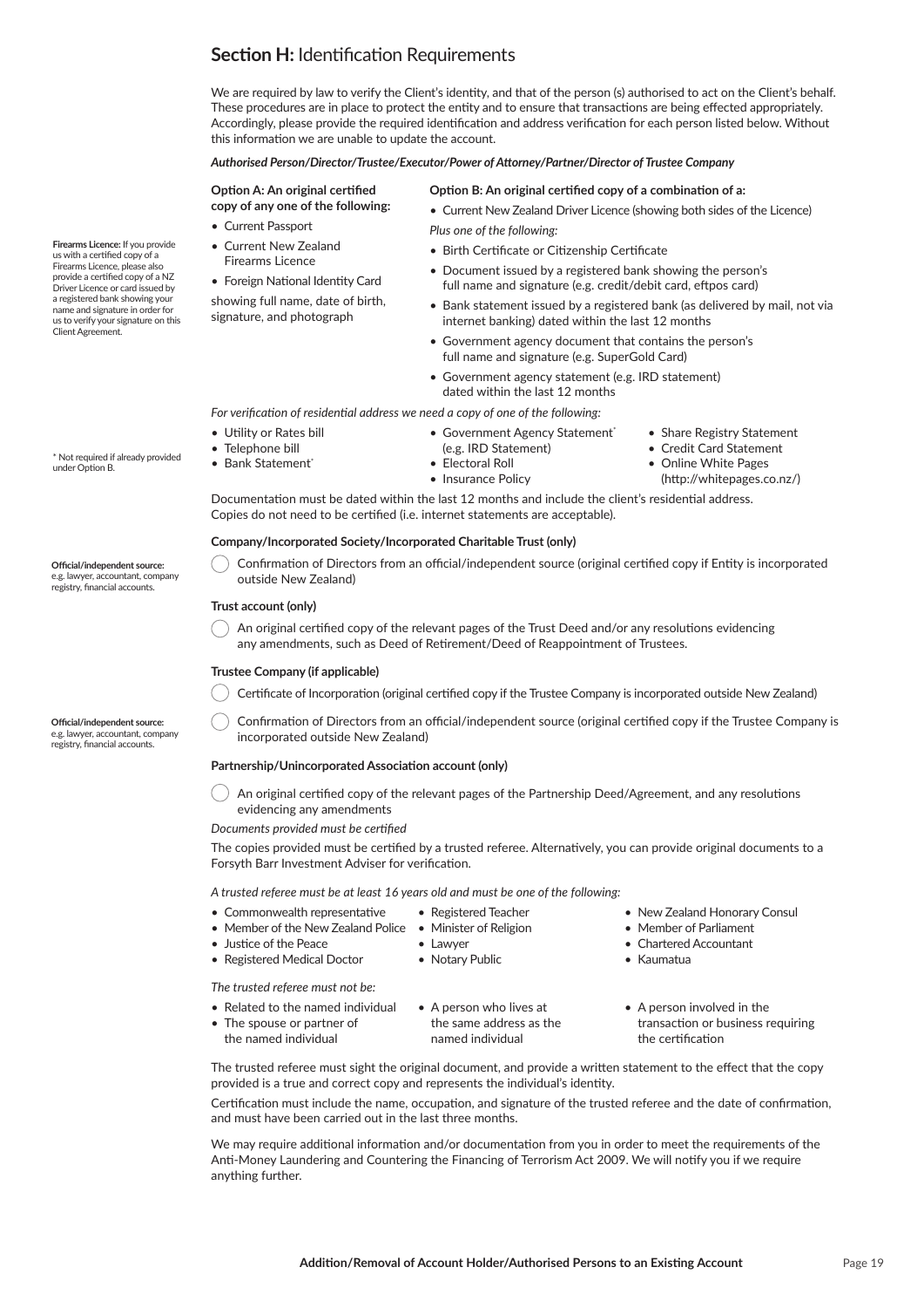## **Section H:** Identification Requirements

We are required by law to verify the Client's identity, and that of the person (s) authorised to act on the Client's behalf. These procedures are in place to protect the entity and to ensure that transactions are being effected appropriately. Accordingly, please provide the required identification and address verification for each person listed below. Without this information we are unable to update the account.

***Authorised Person/Director/Trustee/Executor/Power of Attorney/Partner/Director of Trustee Company***

**Firearms Licence:** If you provide us with a certified copy of a Firearms Licence, please also provide a certified copy of a NZ Driver Licence or card issued by a registered bank showing your name and signature in order for us to verify your signature on this Client Agreement.

**Option A: An original certified copy of any one of the following:**

- Current Passport
- Current New Zealand Firearms Licence
- Foreign National Identity Card

showing full name, date of birth, signature, and photograph

**Option B: An original certified copy of a combination of a:**

- Current New Zealand Driver Licence (showing both sides of the Licence)

*Plus one of the following:*

- Birth Certificate or Citizenship Certificate
- Document issued by a registered bank showing the person's full name and signature (e.g. credit/debit card, eftpos card)
- Bank statement issued by a registered bank (as delivered by mail, not via internet banking) dated within the last 12 months
- Government agency document that contains the person's full name and signature (e.g. SuperGold Card)
- Government agency statement (e.g. IRD statement) dated within the last 12 months

*For verification of residential address we need a copy of one of the following:*

- Utility or Rates bill
- Telephone bill
- Bank Statement*
- Government Agency Statement* (e.g. IRD Statement)
- Electoral Roll
- Insurance Policy
- Share Registry Statement
- Credit Card Statement
- Online White Pages (http://whitepages.co.nz/)

\* Not required if already provided under Option B.

Documentation must be dated within the last 12 months and include the client's residential address. Copies do not need to be certified (i.e. internet statements are acceptable).

**Company/Incorporated Society/Incorporated Charitable Trust (only)**

- ◯ Confirmation of Directors from an official/independent source (original certified copy if Entity is incorporated outside New Zealand)

**Official/independent source:** e.g. lawyer, accountant, company registry, financial accounts.

**Trust account (only)**

- ◯ An original certified copy of the relevant pages of the Trust Deed and/or any resolutions evidencing any amendments, such as Deed of Retirement/Deed of Reappointment of Trustees.

**Trustee Company (if applicable)**

- ◯ Certificate of Incorporation (original certified copy if the Trustee Company is incorporated outside New Zealand)
- ◯ Confirmation of Directors from an official/independent source (original certified copy if the Trustee Company is incorporated outside New Zealand)

**Official/independent source:** e.g. lawyer, accountant, company registry, financial accounts.

**Partnership/Unincorporated Association account (only)**

- ◯ An original certified copy of the relevant pages of the Partnership Deed/Agreement, and any resolutions evidencing any amendments

*Documents provided must be certified*

The copies provided must be certified by a trusted referee. Alternatively, you can provide original documents to a Forsyth Barr Investment Adviser for verification.

*A trusted referee must be at least 16 years old and must be one of the following:*

- Commonwealth representative
- Member of the New Zealand Police
- Justice of the Peace
- Registered Medical Doctor
- Registered Teacher
- Minister of Religion
- Lawyer
- Notary Public
- New Zealand Honorary Consul
- Member of Parliament
- Chartered Accountant
- Kaumatua

*The trusted referee must not be:*

- Related to the named individual
- The spouse or partner of the named individual
- A person who lives at the same address as the named individual
- A person involved in the transaction or business requiring the certification

The trusted referee must sight the original document, and provide a written statement to the effect that the copy provided is a true and correct copy and represents the individual's identity.

Certification must include the name, occupation, and signature of the trusted referee and the date of confirmation, and must have been carried out in the last three months.

We may require additional information and/or documentation from you in order to meet the requirements of the Anti-Money Laundering and Countering the Financing of Terrorism Act 2009. We will notify you if we require anything further.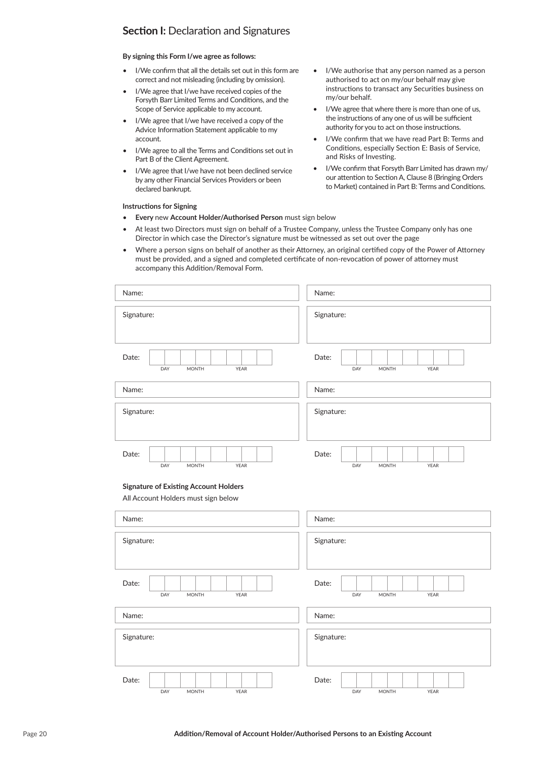## **Section I:** Declaration and Signatures

**By signing this Form I/we agree as follows:**

- I/We confirm that all the details set out in this form are correct and not misleading (including by omission).
- I/We agree that I/we have received copies of the Forsyth Barr Limited Terms and Conditions, and the Scope of Service applicable to my account.
- I/We agree that I/we have received a copy of the Advice Information Statement applicable to my account.
- I/We agree to all the Terms and Conditions set out in Part B of the Client Agreement.
- I/We agree that I/we have not been declined service by any other Financial Services Providers or been declared bankrupt.
- I/We authorise that any person named as a person authorised to act on my/our behalf may give instructions to transact any Securities business on my/our behalf.
- I/We agree that where there is more than one of us, the instructions of any one of us will be sufficient authority for you to act on those instructions.
- I/We confirm that we have read Part B: Terms and Conditions, especially Section E: Basis of Service, and Risks of Investing.
- I/We confirm that Forsyth Barr Limited has drawn my/our attention to Section A, Clause 8 (Bringing Orders to Market) contained in Part B: Terms and Conditions.

**Instructions for Signing**

- **Every** new **Account Holder/Authorised Person** must sign below
- At least two Directors must sign on behalf of a Trustee Company, unless the Trustee Company only has one Director in which case the Director's signature must be witnessed as set out over the page
- Where a person signs on behalf of another as their Attorney, an original certified copy of the Power of Attorney must be provided, and a signed and completed certificate of non-revocation of power of attorney must accompany this Addition/Removal Form.

| | |
|---|---|
| Name: | Name: |
| Signature: | Signature: |
| Date: DAY MONTH YEAR | Date: DAY MONTH YEAR |
| Name: | Name: |
| Signature: | Signature: |
| Date: DAY MONTH YEAR | Date: DAY MONTH YEAR |

**Signature of Existing Account Holders**

All Account Holders must sign below

| | |
|---|---|
| Name: | Name: |
| Signature: | Signature: |
| Date: DAY MONTH YEAR | Date: DAY MONTH YEAR |
| Name: | Name: |
| Signature: | Signature: |
| Date: DAY MONTH YEAR | Date: DAY MONTH YEAR |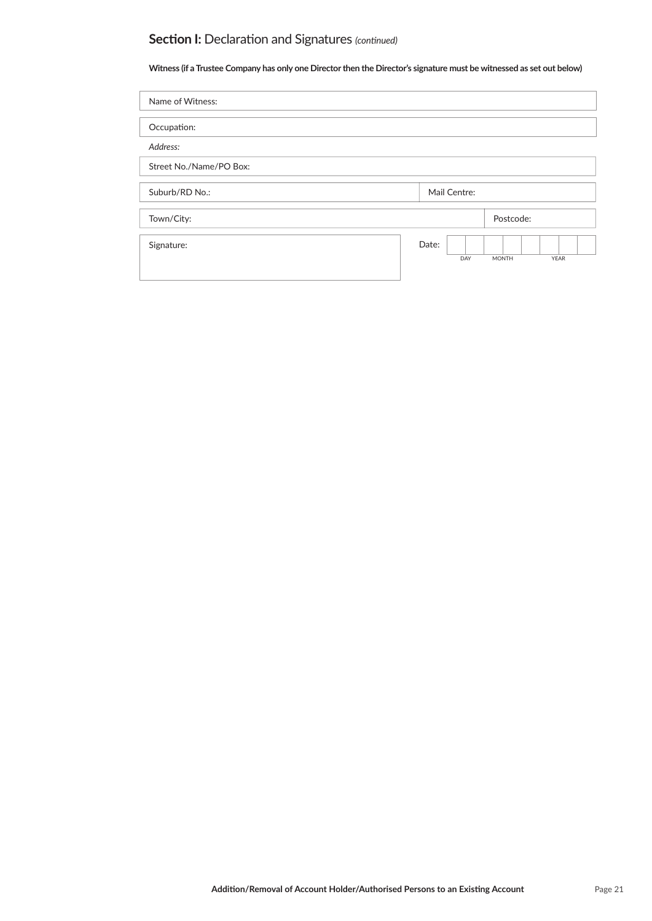## **Section I:** Declaration and Signatures *(continued)*

**Witness (if a Trustee Company has only one Director then the Director's signature must be witnessed as set out below)**

| Name of Witness: |
|---|

| Occupation: |
|---|

*Address:*

| Street No./Name/PO Box: |
|---|

| Suburb/RD No.: | Mail Centre: |
|---|---|

| Town/City: | Postcode: |
|---|---|

| Signature: | Date: DAY / MONTH / YEAR |
|---|---|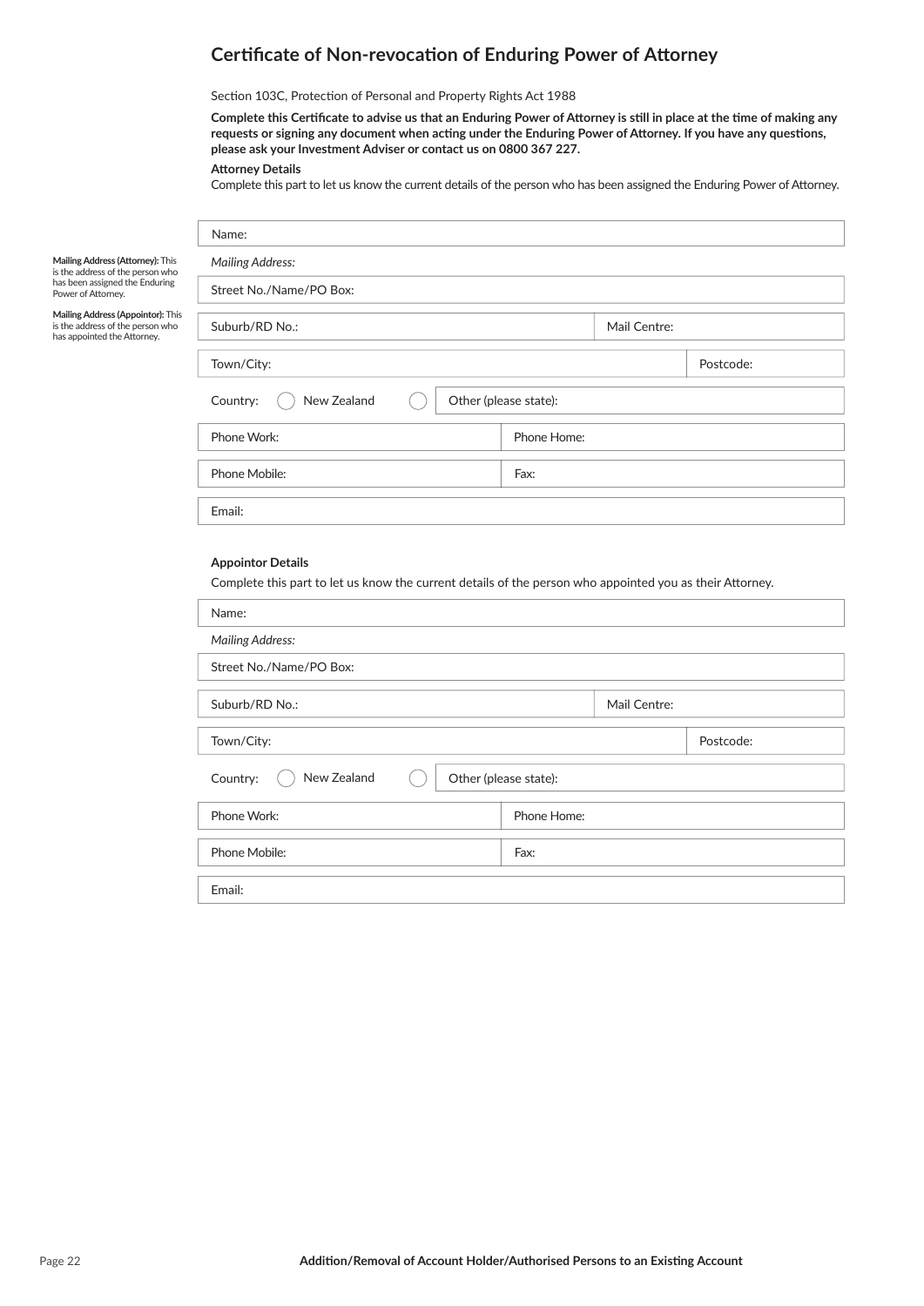## Certificate of Non-revocation of Enduring Power of Attorney

Section 103C, Protection of Personal and Property Rights Act 1988

**Complete this Certificate to advise us that an Enduring Power of Attorney is still in place at the time of making any requests or signing any document when acting under the Enduring Power of Attorney. If you have any questions, please ask your Investment Adviser or contact us on 0800 367 227.**

**Attorney Details**

Complete this part to let us know the current details of the person who has been assigned the Enduring Power of Attorney.

**Mailing Address (Attorney):** This is the address of the person who has been assigned the Enduring Power of Attorney.

**Mailing Address (Appointor):** This is the address of the person who has appointed the Attorney.

Name:

*Mailing Address:*

Street No./Name/PO Box:

Suburb/RD No.: | Mail Centre:

Town/City: | Postcode:

Country: ◯ New Zealand ◯ Other (please state):

Phone Work: | Phone Home:

Phone Mobile: | Fax:

Email:

**Appointor Details**

Complete this part to let us know the current details of the person who appointed you as their Attorney.

Name:

*Mailing Address:*

Street No./Name/PO Box:

Suburb/RD No.: | Mail Centre:

Town/City: | Postcode:

Country: ◯ New Zealand ◯ Other (please state):

Phone Work: | Phone Home:

Phone Mobile: | Fax:

Email: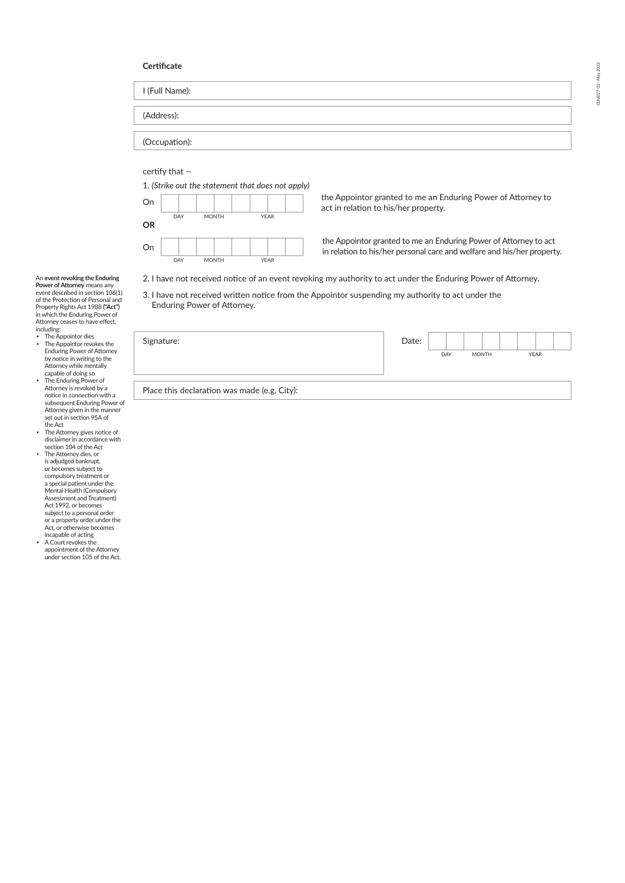**Certificate**

I (Full Name):

(Address):

(Occupation):

certify that —

1. *(Strike out the statement that does not apply)*

On ___ DAY MONTH YEAR the Appointor granted to me an Enduring Power of Attorney to act in relation to his/her property.

**OR**

On ___ DAY MONTH YEAR the Appointor granted to me an Enduring Power of Attorney to act in relation to his/her personal care and welfare and his/her property.

2. I have not received notice of an event revoking my authority to act under the Enduring Power of Attorney.

3. I have not received written notice from the Appointor suspending my authority to act under the Enduring Power of Attorney.

Signature:

Date: ___ DAY MONTH YEAR

Place this declaration was made (e.g. City):

An **event revoking the Enduring Power of Attorney** means any event described in section 106(1) of the Protection of Personal and Property Rights Act 1988 **("Act")** in which the Enduring Power of Attorney ceases to have effect, including:

- The Appointor dies
- The Appointor revokes the Enduring Power of Attorney by notice in writing to the Attorney while mentally capable of doing so
- The Enduring Power of Attorney is revoked by a notice in connection with a subsequent Enduring Power of Attorney given in the manner set out in section 95A of the Act
- The Attorney gives notice of disclaimer in accordance with section 104 of the Act
- The Attorney dies, or is adjudged bankrupt, or becomes subject to compulsory treatment or a special patient under the Mental Health (Compulsory Assessment and Treatment) Act 1992, or becomes subject to a personal order or a property order under the Act, or otherwise becomes incapable of acting
- A Court revokes the appointment of the Attorney under section 105 of the Act.